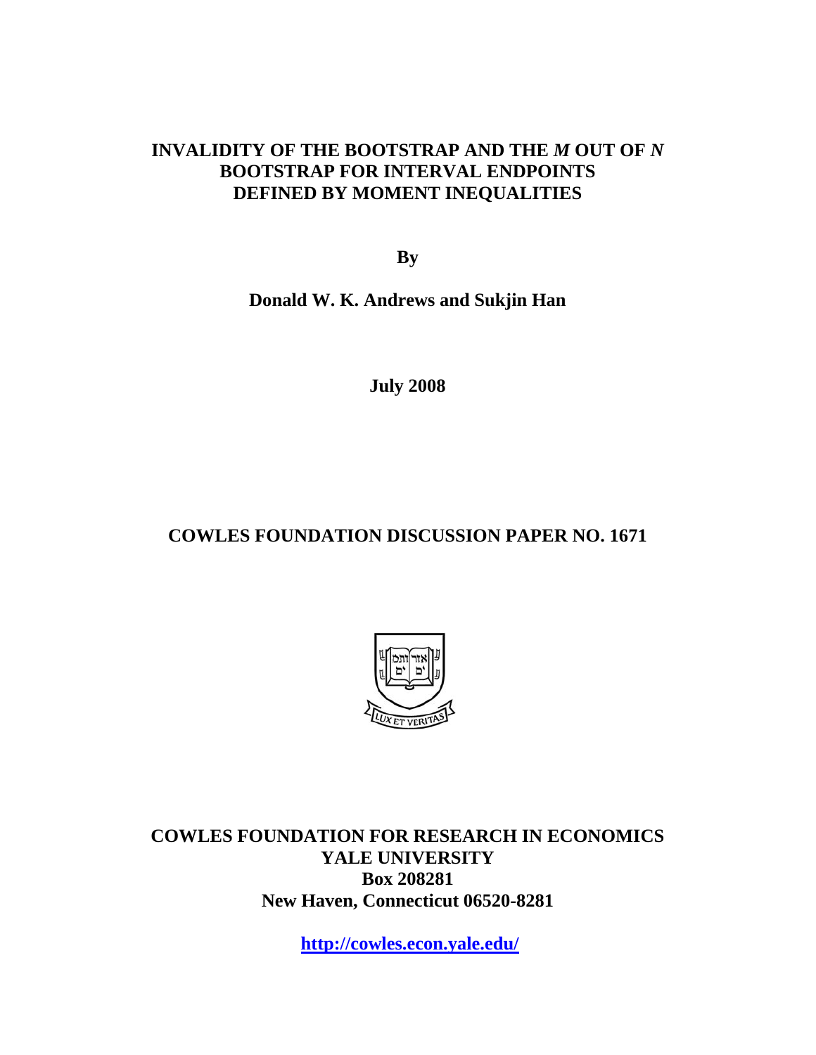# INVALIDITY OF THE BOOTSTRAP AND THE *M* OUT OF *N* BOOTSTRAP FOR INTERVAL ENDPOINTS DEFINED BY MOMENT INEQUALITIES

**By**

**Donald W. K. Andrews and Sukjin Han**

**July 2008**

**COWLES FOUNDATION DISCUSSION PAPER NO. 1671**

**COWLES FOUNDATION FOR RESEARCH IN ECONOMICS**
**YALE UNIVERSITY**
**Box 208281**
**New Haven, Connecticut 06520-8281**

**http://cowles.econ.yale.edu/**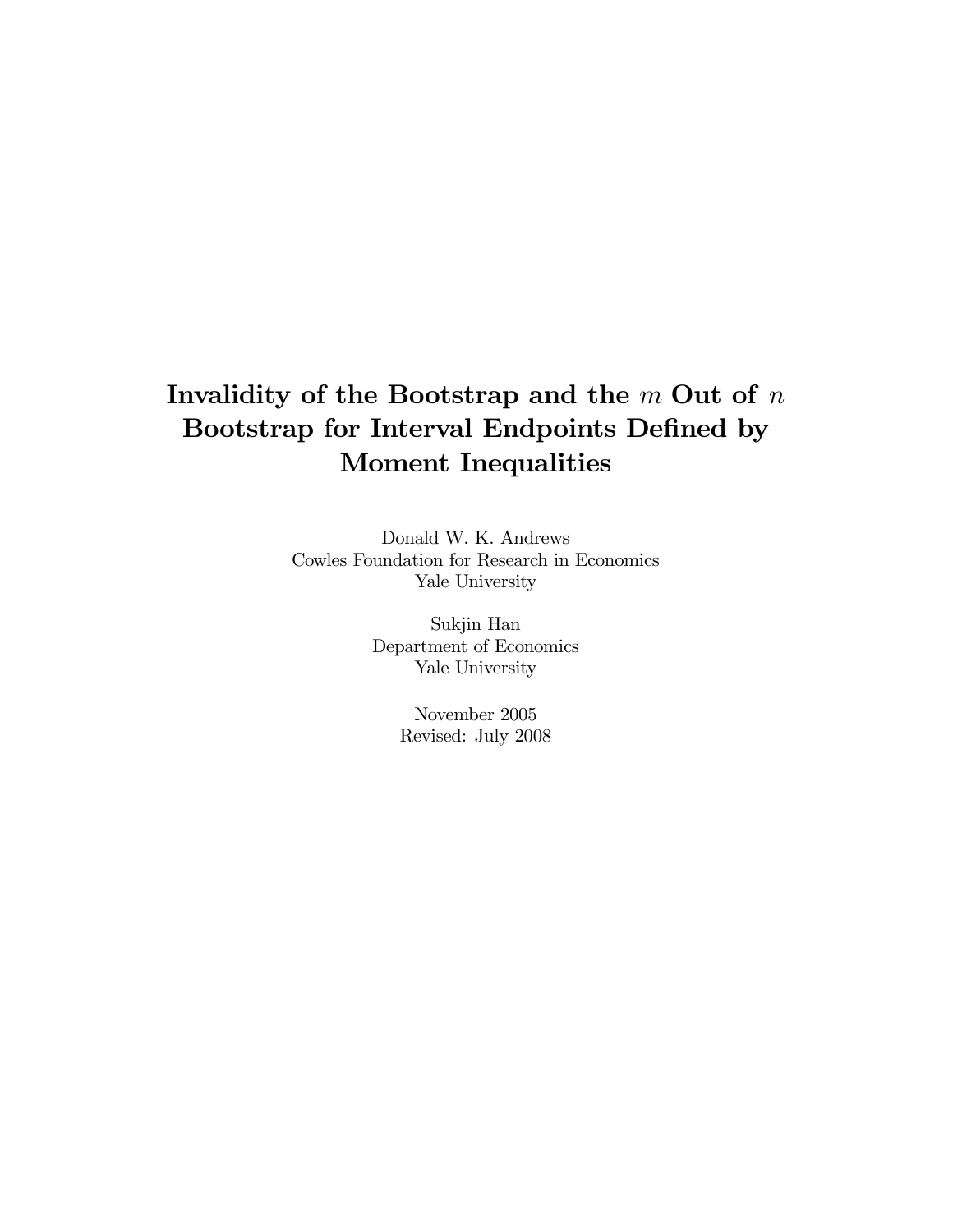# Invalidity of the Bootstrap and the $m$ Out of $n$ Bootstrap for Interval Endpoints Defined by Moment Inequalities

Donald W. K. Andrews
Cowles Foundation for Research in Economics
Yale University

Sukjin Han
Department of Economics
Yale University

November 2005
Revised: July 2008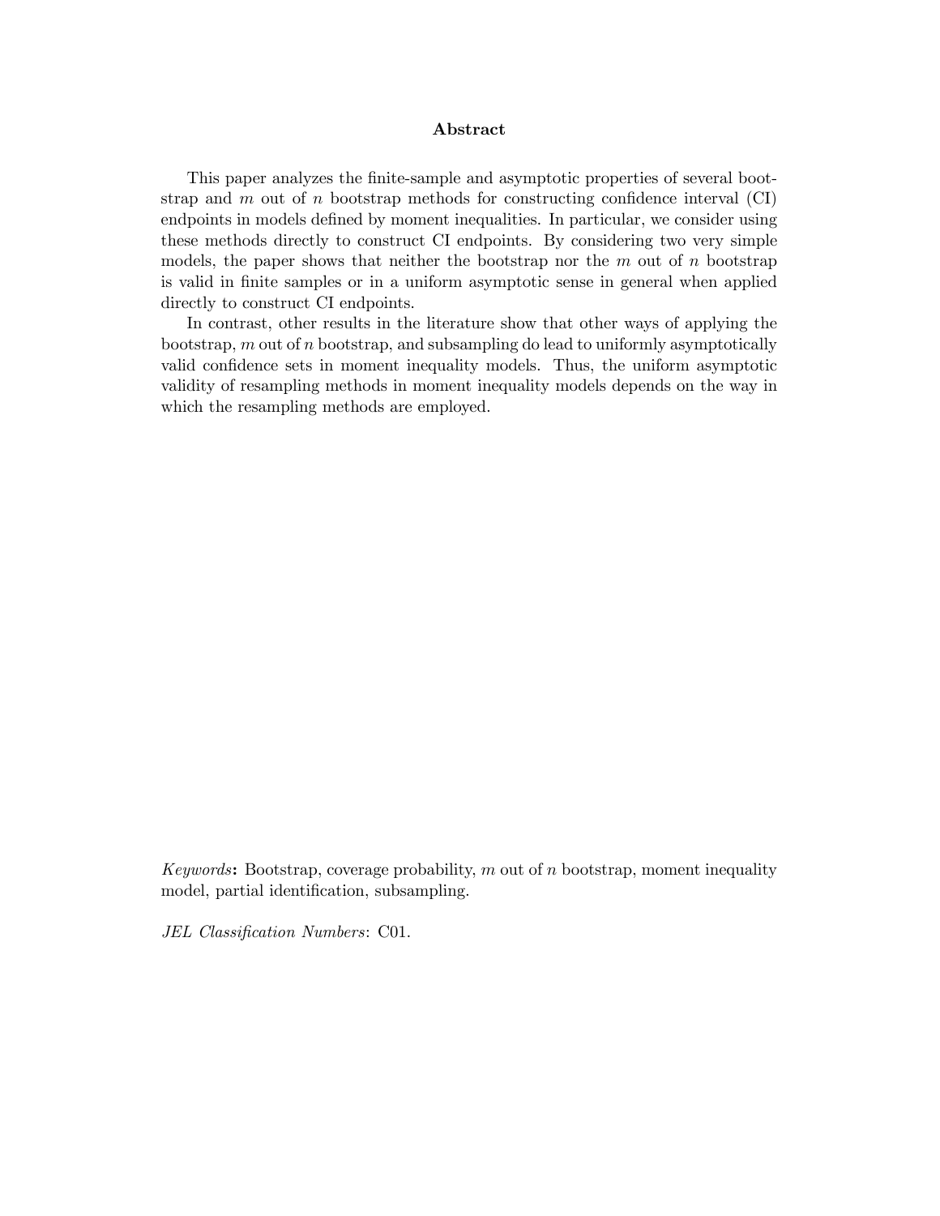## Abstract

This paper analyzes the finite-sample and asymptotic properties of several bootstrap and $m$ out of $n$ bootstrap methods for constructing confidence interval (CI) endpoints in models defined by moment inequalities. In particular, we consider using these methods directly to construct CI endpoints. By considering two very simple models, the paper shows that neither the bootstrap nor the $m$ out of $n$ bootstrap is valid in finite samples or in a uniform asymptotic sense in general when applied directly to construct CI endpoints.

In contrast, other results in the literature show that other ways of applying the bootstrap, $m$ out of $n$ bootstrap, and subsampling do lead to uniformly asymptotically valid confidence sets in moment inequality models. Thus, the uniform asymptotic validity of resampling methods in moment inequality models depends on the way in which the resampling methods are employed.

*Keywords*: Bootstrap, coverage probability, $m$ out of $n$ bootstrap, moment inequality model, partial identification, subsampling.

*JEL Classification Numbers*: C01.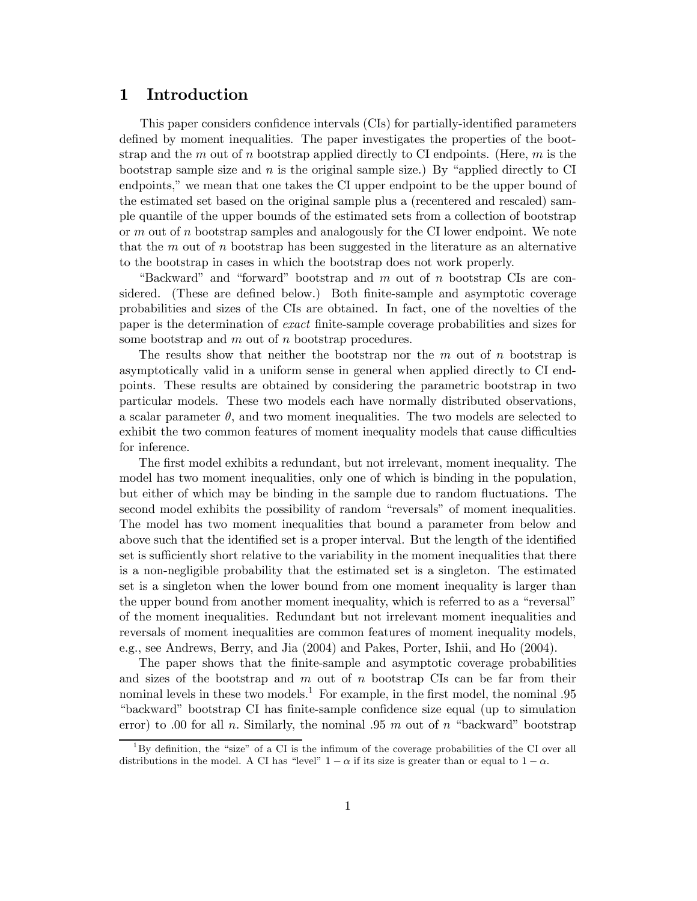# 1 Introduction

This paper considers confidence intervals (CIs) for partially-identified parameters defined by moment inequalities. The paper investigates the properties of the bootstrap and the $m$ out of $n$ bootstrap applied directly to CI endpoints. (Here, $m$ is the bootstrap sample size and $n$ is the original sample size.) By "applied directly to CI endpoints," we mean that one takes the CI upper endpoint to be the upper bound of the estimated set based on the original sample plus a (recentered and rescaled) sample quantile of the upper bounds of the estimated sets from a collection of bootstrap or $m$ out of $n$ bootstrap samples and analogously for the CI lower endpoint. We note that the $m$ out of $n$ bootstrap has been suggested in the literature as an alternative to the bootstrap in cases in which the bootstrap does not work properly.

"Backward" and "forward" bootstrap and $m$ out of $n$ bootstrap CIs are considered. (These are defined below.) Both finite-sample and asymptotic coverage probabilities and sizes of the CIs are obtained. In fact, one of the novelties of the paper is the determination of *exact* finite-sample coverage probabilities and sizes for some bootstrap and $m$ out of $n$ bootstrap procedures.

The results show that neither the bootstrap nor the $m$ out of $n$ bootstrap is asymptotically valid in a uniform sense in general when applied directly to CI endpoints. These results are obtained by considering the parametric bootstrap in two particular models. These two models each have normally distributed observations, a scalar parameter $\theta$, and two moment inequalities. The two models are selected to exhibit the two common features of moment inequality models that cause difficulties for inference.

The first model exhibits a redundant, but not irrelevant, moment inequality. The model has two moment inequalities, only one of which is binding in the population, but either of which may be binding in the sample due to random fluctuations. The second model exhibits the possibility of random "reversals" of moment inequalities. The model has two moment inequalities that bound a parameter from below and above such that the identified set is a proper interval. But the length of the identified set is sufficiently short relative to the variability in the moment inequalities that there is a non-negligible probability that the estimated set is a singleton. The estimated set is a singleton when the lower bound from one moment inequality is larger than the upper bound from another moment inequality, which is referred to as a "reversal" of the moment inequalities. Redundant but not irrelevant moment inequalities and reversals of moment inequalities are common features of moment inequality models, e.g., see Andrews, Berry, and Jia (2004) and Pakes, Porter, Ishii, and Ho (2004).

The paper shows that the finite-sample and asymptotic coverage probabilities and sizes of the bootstrap and $m$ out of $n$ bootstrap CIs can be far from their nominal levels in these two models.[1] For example, in the first model, the nominal .95 "backward" bootstrap CI has finite-sample confidence size equal (up to simulation error) to .00 for all $n$. Similarly, the nominal .95 $m$ out of $n$ "backward" bootstrap

[1] By definition, the "size" of a CI is the infimum of the coverage probabilities of the CI over all distributions in the model. A CI has "level" $1 - \alpha$ if its size is greater than or equal to $1 - \alpha$.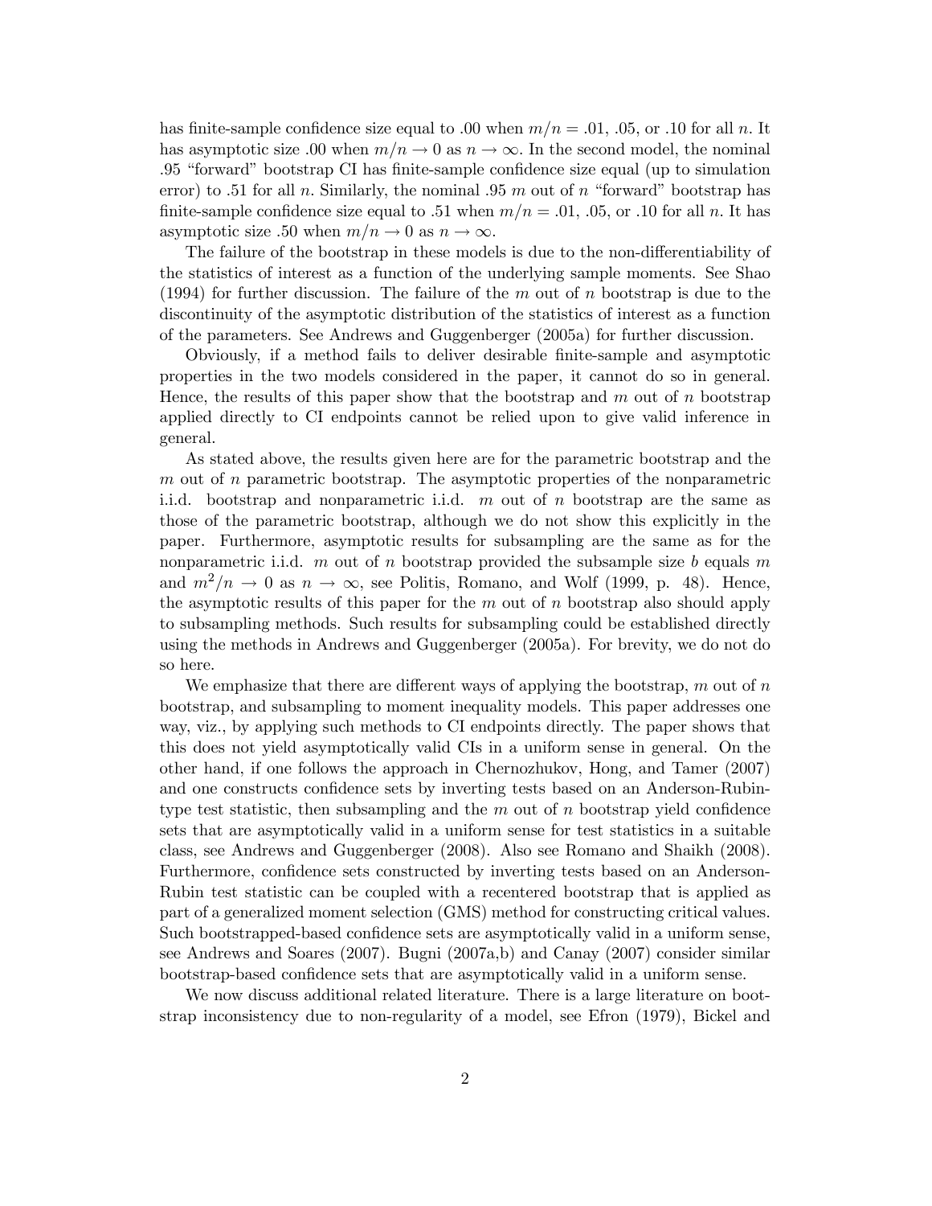has finite-sample confidence size equal to .00 when $m/n = .01$, .05, or .10 for all $n$. It has asymptotic size .00 when $m/n \to 0$ as $n \to \infty$. In the second model, the nominal .95 "forward" bootstrap CI has finite-sample confidence size equal (up to simulation error) to .51 for all $n$. Similarly, the nominal .95 $m$ out of $n$ "forward" bootstrap has finite-sample confidence size equal to .51 when $m/n = .01$, .05, or .10 for all $n$. It has asymptotic size .50 when $m/n \to 0$ as $n \to \infty$.

The failure of the bootstrap in these models is due to the non-differentiability of the statistics of interest as a function of the underlying sample moments. See Shao (1994) for further discussion. The failure of the $m$ out of $n$ bootstrap is due to the discontinuity of the asymptotic distribution of the statistics of interest as a function of the parameters. See Andrews and Guggenberger (2005a) for further discussion.

Obviously, if a method fails to deliver desirable finite-sample and asymptotic properties in the two models considered in the paper, it cannot do so in general. Hence, the results of this paper show that the bootstrap and $m$ out of $n$ bootstrap applied directly to CI endpoints cannot be relied upon to give valid inference in general.

As stated above, the results given here are for the parametric bootstrap and the $m$ out of $n$ parametric bootstrap. The asymptotic properties of the nonparametric i.i.d. bootstrap and nonparametric i.i.d. $m$ out of $n$ bootstrap are the same as those of the parametric bootstrap, although we do not show this explicitly in the paper. Furthermore, asymptotic results for subsampling are the same as for the nonparametric i.i.d. $m$ out of $n$ bootstrap provided the subsample size $b$ equals $m$ and $m^2/n \to 0$ as $n \to \infty$, see Politis, Romano, and Wolf (1999, p. 48). Hence, the asymptotic results of this paper for the $m$ out of $n$ bootstrap also should apply to subsampling methods. Such results for subsampling could be established directly using the methods in Andrews and Guggenberger (2005a). For brevity, we do not do so here.

We emphasize that there are different ways of applying the bootstrap, $m$ out of $n$ bootstrap, and subsampling to moment inequality models. This paper addresses one way, viz., by applying such methods to CI endpoints directly. The paper shows that this does not yield asymptotically valid CIs in a uniform sense in general. On the other hand, if one follows the approach in Chernozhukov, Hong, and Tamer (2007) and one constructs confidence sets by inverting tests based on an Anderson-Rubin-type test statistic, then subsampling and the $m$ out of $n$ bootstrap yield confidence sets that are asymptotically valid in a uniform sense for test statistics in a suitable class, see Andrews and Guggenberger (2008). Also see Romano and Shaikh (2008). Furthermore, confidence sets constructed by inverting tests based on an Anderson-Rubin test statistic can be coupled with a recentered bootstrap that is applied as part of a generalized moment selection (GMS) method for constructing critical values. Such bootstrapped-based confidence sets are asymptotically valid in a uniform sense, see Andrews and Soares (2007). Bugni (2007a,b) and Canay (2007) consider similar bootstrap-based confidence sets that are asymptotically valid in a uniform sense.

We now discuss additional related literature. There is a large literature on bootstrap inconsistency due to non-regularity of a model, see Efron (1979), Bickel and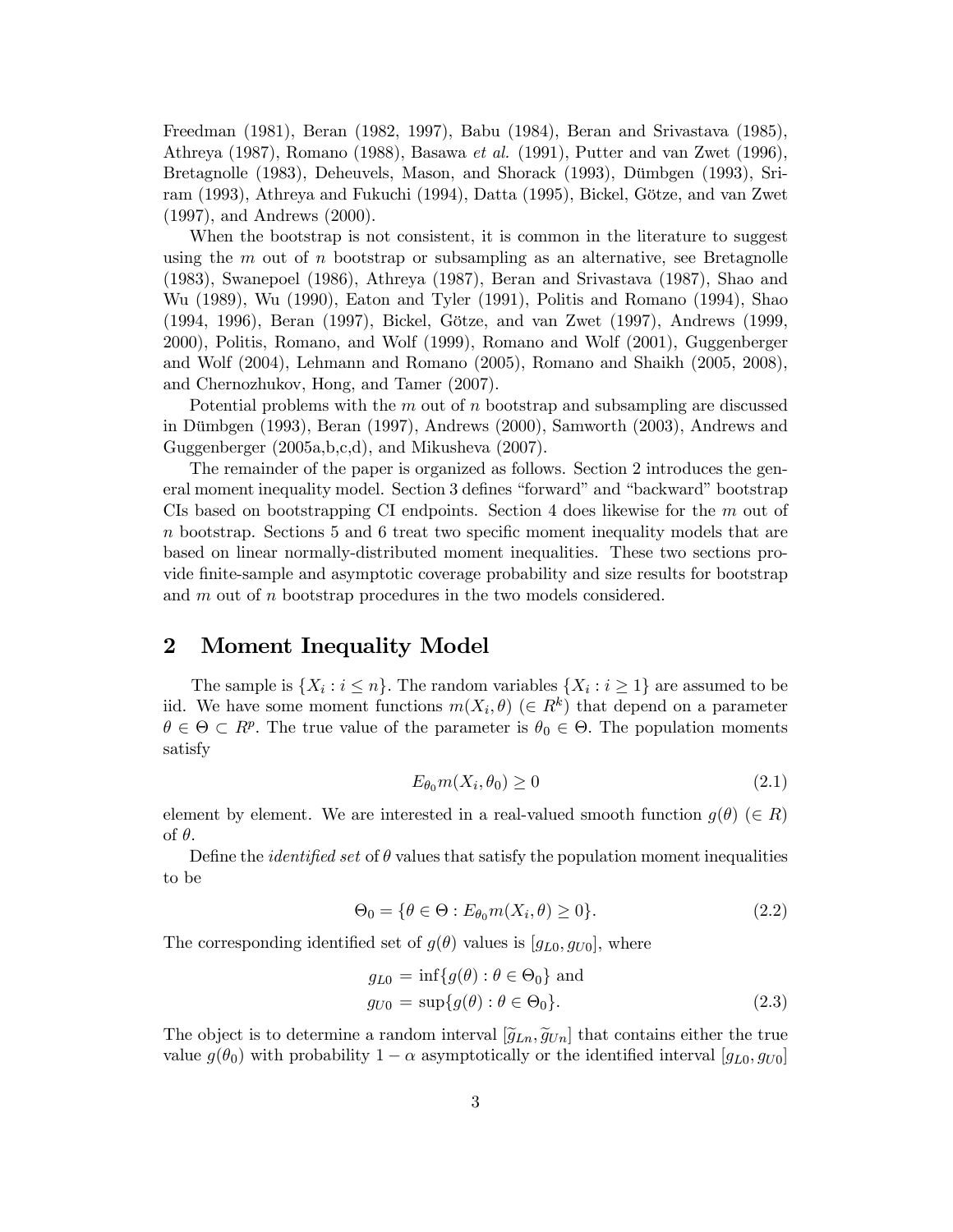Freedman (1981), Beran (1982, 1997), Babu (1984), Beran and Srivastava (1985), Athreya (1987), Romano (1988), Basawa *et al.* (1991), Putter and van Zwet (1996), Bretagnolle (1983), Deheuvels, Mason, and Shorack (1993), Dümbgen (1993), Sriram (1993), Athreya and Fukuchi (1994), Datta (1995), Bickel, Götze, and van Zwet (1997), and Andrews (2000).

When the bootstrap is not consistent, it is common in the literature to suggest using the $m$ out of $n$ bootstrap or subsampling as an alternative, see Bretagnolle (1983), Swanepoel (1986), Athreya (1987), Beran and Srivastava (1987), Shao and Wu (1989), Wu (1990), Eaton and Tyler (1991), Politis and Romano (1994), Shao (1994, 1996), Beran (1997), Bickel, Götze, and van Zwet (1997), Andrews (1999, 2000), Politis, Romano, and Wolf (1999), Romano and Wolf (2001), Guggenberger and Wolf (2004), Lehmann and Romano (2005), Romano and Shaikh (2005, 2008), and Chernozhukov, Hong, and Tamer (2007).

Potential problems with the $m$ out of $n$ bootstrap and subsampling are discussed in Dümbgen (1993), Beran (1997), Andrews (2000), Samworth (2003), Andrews and Guggenberger (2005a,b,c,d), and Mikusheva (2007).

The remainder of the paper is organized as follows. Section 2 introduces the general moment inequality model. Section 3 defines "forward" and "backward" bootstrap CIs based on bootstrapping CI endpoints. Section 4 does likewise for the $m$ out of $n$ bootstrap. Sections 5 and 6 treat two specific moment inequality models that are based on linear normally-distributed moment inequalities. These two sections provide finite-sample and asymptotic coverage probability and size results for bootstrap and $m$ out of $n$ bootstrap procedures in the two models considered.

## 2 Moment Inequality Model

The sample is $\{X_i : i \leq n\}$. The random variables $\{X_i : i \geq 1\}$ are assumed to be iid. We have some moment functions $m(X_i, \theta)$ $(\in R^k)$ that depend on a parameter $\theta \in \Theta \subset R^p$. The true value of the parameter is $\theta_0 \in \Theta$. The population moments satisfy

$$E_{\theta_0} m(X_i, \theta_0) \geq 0 \tag{2.1}$$

element by element. We are interested in a real-valued smooth function $g(\theta)$ $(\in R)$ of $\theta$.

Define the *identified set* of $\theta$ values that satisfy the population moment inequalities to be

$$\Theta_0 = \{\theta \in \Theta : E_{\theta_0} m(X_i, \theta) \geq 0\}. \tag{2.2}$$

The corresponding identified set of $g(\theta)$ values is $[g_{L0}, g_{U0}]$, where

$$\begin{aligned} g_{L0} &= \inf\{g(\theta) : \theta \in \Theta_0\} \text{ and} \\ g_{U0} &= \sup\{g(\theta) : \theta \in \Theta_0\}. \end{aligned} \tag{2.3}$$

The object is to determine a random interval $[\widetilde{g}_{Ln}, \widetilde{g}_{Un}]$ that contains either the true value $g(\theta_0)$ with probability $1 - \alpha$ asymptotically or the identified interval $[g_{L0}, g_{U0}]$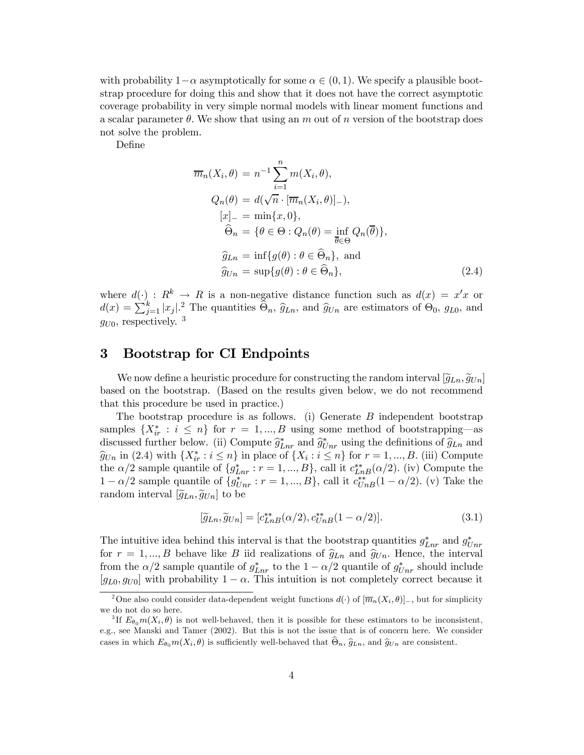with probability $1-\alpha$ asymptotically for some $\alpha \in (0,1)$. We specify a plausible bootstrap procedure for doing this and show that it does not have the correct asymptotic coverage probability in very simple normal models with linear moment functions and a scalar parameter $\theta$. We show that using an $m$ out of $n$ version of the bootstrap does not solve the problem.

Define

$$
\begin{aligned}
\overline{m}_n(X_i, \theta) &= n^{-1} \sum_{i=1}^{n} m(X_i, \theta), \\
Q_n(\theta) &= d(\sqrt{n} \cdot [\overline{m}_n(X_i, \theta)]_-), \\
[x]_- &= \min\{x, 0\}, \\
\widehat{\Theta}_n &= \{\theta \in \Theta : Q_n(\theta) = \inf_{\overline{\theta} \in \Theta} Q_n(\overline{\theta})\}, \\
\widehat{g}_{Ln} &= \inf\{g(\theta) : \theta \in \widehat{\Theta}_n\}, \text{ and} \\
\widehat{g}_{Un} &= \sup\{g(\theta) : \theta \in \widehat{\Theta}_n\},
\end{aligned} \tag{2.4}
$$

where $d(\cdot) : R^k \to R$ is a non-negative distance function such as $d(x) = x'x$ or $d(x) = \sum_{j=1}^{k} |x_j|$.[2] The quantities $\widehat{\Theta}_n$, $\widehat{g}_{Ln}$, and $\widehat{g}_{Un}$ are estimators of $\Theta_0$, $g_{L0}$, and $g_{U0}$, respectively. [3]

# 3 Bootstrap for CI Endpoints

We now define a heuristic procedure for constructing the random interval $[\widetilde{g}_{Ln}, \widetilde{g}_{Un}]$ based on the bootstrap. (Based on the results given below, we do not recommend that this procedure be used in practice.)

The bootstrap procedure is as follows. (i) Generate $B$ independent bootstrap samples $\{X_{ir}^* : i \leq n\}$ for $r = 1, ..., B$ using some method of bootstrapping—as discussed further below. (ii) Compute $\widehat{g}_{Lnr}^*$ and $\widehat{g}_{Unr}^*$ using the definitions of $\widehat{g}_{Ln}$ and $\widehat{g}_{Un}$ in (2.4) with $\{X_{ir}^* : i \leq n\}$ in place of $\{X_i : i \leq n\}$ for $r = 1, ..., B$. (iii) Compute the $\alpha/2$ sample quantile of $\{g_{Lnr}^* : r = 1, ..., B\}$, call it $c_{LnB}^{**}(\alpha/2)$. (iv) Compute the $1-\alpha/2$ sample quantile of $\{g_{Unr}^* : r = 1, ..., B\}$, call it $c_{UnB}^{**}(1-\alpha/2)$. (v) Take the random interval $[\widetilde{g}_{Ln}, \widetilde{g}_{Un}]$ to be

$$
[\widetilde{g}_{Ln}, \widetilde{g}_{Un}] = [c_{LnB}^{**}(\alpha/2), c_{UnB}^{**}(1-\alpha/2)]. \tag{3.1}
$$

The intuitive idea behind this interval is that the bootstrap quantities $g_{Lnr}^*$ and $g_{Unr}^*$ for $r = 1, ..., B$ behave like $B$ iid realizations of $\widehat{g}_{Ln}$ and $\widehat{g}_{Un}$. Hence, the interval from the $\alpha/2$ sample quantile of $g_{Lnr}^*$ to the $1-\alpha/2$ quantile of $g_{Unr}^*$ should include $[g_{L0}, g_{U0}]$ with probability $1-\alpha$. This intuition is not completely correct because it

---

[2] One also could consider data-dependent weight functions $d(\cdot)$ of $[\overline{m}_n(X_i, \theta)]_-$, but for simplicity we do not do so here.

[3] If $E_{\theta_0} m(X_i, \theta)$ is not well-behaved, then it is possible for these estimators to be inconsistent, e.g., see Manski and Tamer (2002). But this is not the issue that is of concern here. We consider cases in which $E_{\theta_0} m(X_i, \theta)$ is sufficiently well-behaved that $\widehat{\Theta}_n$, $\widehat{g}_{Ln}$, and $\widehat{g}_{Un}$ are consistent.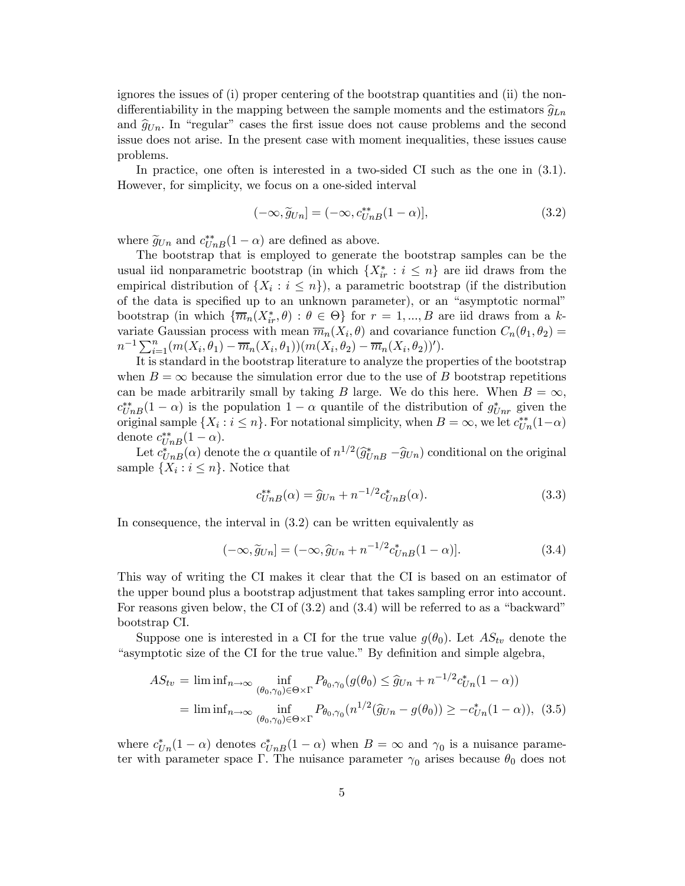ignores the issues of (i) proper centering of the bootstrap quantities and (ii) the non-differentiability in the mapping between the sample moments and the estimators $\widehat{g}_{Ln}$ and $\widehat{g}_{Un}$. In "regular" cases the first issue does not cause problems and the second issue does not arise. In the present case with moment inequalities, these issues cause problems.

In practice, one often is interested in a two-sided CI such as the one in (3.1). However, for simplicity, we focus on a one-sided interval

$$(-\infty, \widetilde{g}_{Un}] = (-\infty, c^{**}_{UnB}(1-\alpha)], \tag{3.2}$$

where $\widetilde{g}_{Un}$ and $c^{**}_{UnB}(1-\alpha)$ are defined as above.

The bootstrap that is employed to generate the bootstrap samples can be the usual iid nonparametric bootstrap (in which $\{X^*_{ir} : i \leq n\}$ are iid draws from the empirical distribution of $\{X_i : i \leq n\}$), a parametric bootstrap (if the distribution of the data is specified up to an unknown parameter), or an "asymptotic normal" bootstrap (in which $\{\overline{m}_n(X^*_{ir}, \theta) : \theta \in \Theta\}$ for $r = 1, ..., B$ are iid draws from a $k$-variate Gaussian process with mean $\overline{m}_n(X_i, \theta)$ and covariance function $C_n(\theta_1, \theta_2) = n^{-1}\sum_{i=1}^n (m(X_i, \theta_1) - \overline{m}_n(X_i, \theta_1))(m(X_i, \theta_2) - \overline{m}_n(X_i, \theta_2))')$.

It is standard in the bootstrap literature to analyze the properties of the bootstrap when $B = \infty$ because the simulation error due to the use of $B$ bootstrap repetitions can be made arbitrarily small by taking $B$ large. We do this here. When $B = \infty$, $c^{**}_{UnB}(1-\alpha)$ is the population $1-\alpha$ quantile of the distribution of $g^*_{Unr}$ given the original sample $\{X_i : i \leq n\}$. For notational simplicity, when $B = \infty$, we let $c^{**}_{Un}(1-\alpha)$ denote $c^{**}_{UnB}(1-\alpha)$.

Let $c^*_{UnB}(\alpha)$ denote the $\alpha$ quantile of $n^{1/2}(\widehat{g}^*_{UnB} - \widehat{g}_{Un})$ conditional on the original sample $\{X_i : i \leq n\}$. Notice that

$$c^{**}_{UnB}(\alpha) = \widehat{g}_{Un} + n^{-1/2} c^*_{UnB}(\alpha). \tag{3.3}$$

In consequence, the interval in (3.2) can be written equivalently as

$$(-\infty, \widetilde{g}_{Un}] = (-\infty, \widehat{g}_{Un} + n^{-1/2} c^*_{UnB}(1-\alpha)]. \tag{3.4}$$

This way of writing the CI makes it clear that the CI is based on an estimator of the upper bound plus a bootstrap adjustment that takes sampling error into account. For reasons given below, the CI of (3.2) and (3.4) will be referred to as a "backward" bootstrap CI.

Suppose one is interested in a CI for the true value $g(\theta_0)$. Let $AS_{tv}$ denote the "asymptotic size of the CI for the true value." By definition and simple algebra,

$$\begin{aligned} AS_{tv} &= \liminf_{n\to\infty} \inf_{(\theta_0,\gamma_0)\in\Theta\times\Gamma} P_{\theta_0,\gamma_0}(g(\theta_0) \leq \widehat{g}_{Un} + n^{-1/2} c^*_{Un}(1-\alpha)) \\ &= \liminf_{n\to\infty} \inf_{(\theta_0,\gamma_0)\in\Theta\times\Gamma} P_{\theta_0,\gamma_0}(n^{1/2}(\widehat{g}_{Un} - g(\theta_0)) \geq -c^*_{Un}(1-\alpha)), \end{aligned} \tag{3.5}$$

where $c^*_{Un}(1-\alpha)$ denotes $c^*_{UnB}(1-\alpha)$ when $B = \infty$ and $\gamma_0$ is a nuisance parameter with parameter space $\Gamma$. The nuisance parameter $\gamma_0$ arises because $\theta_0$ does not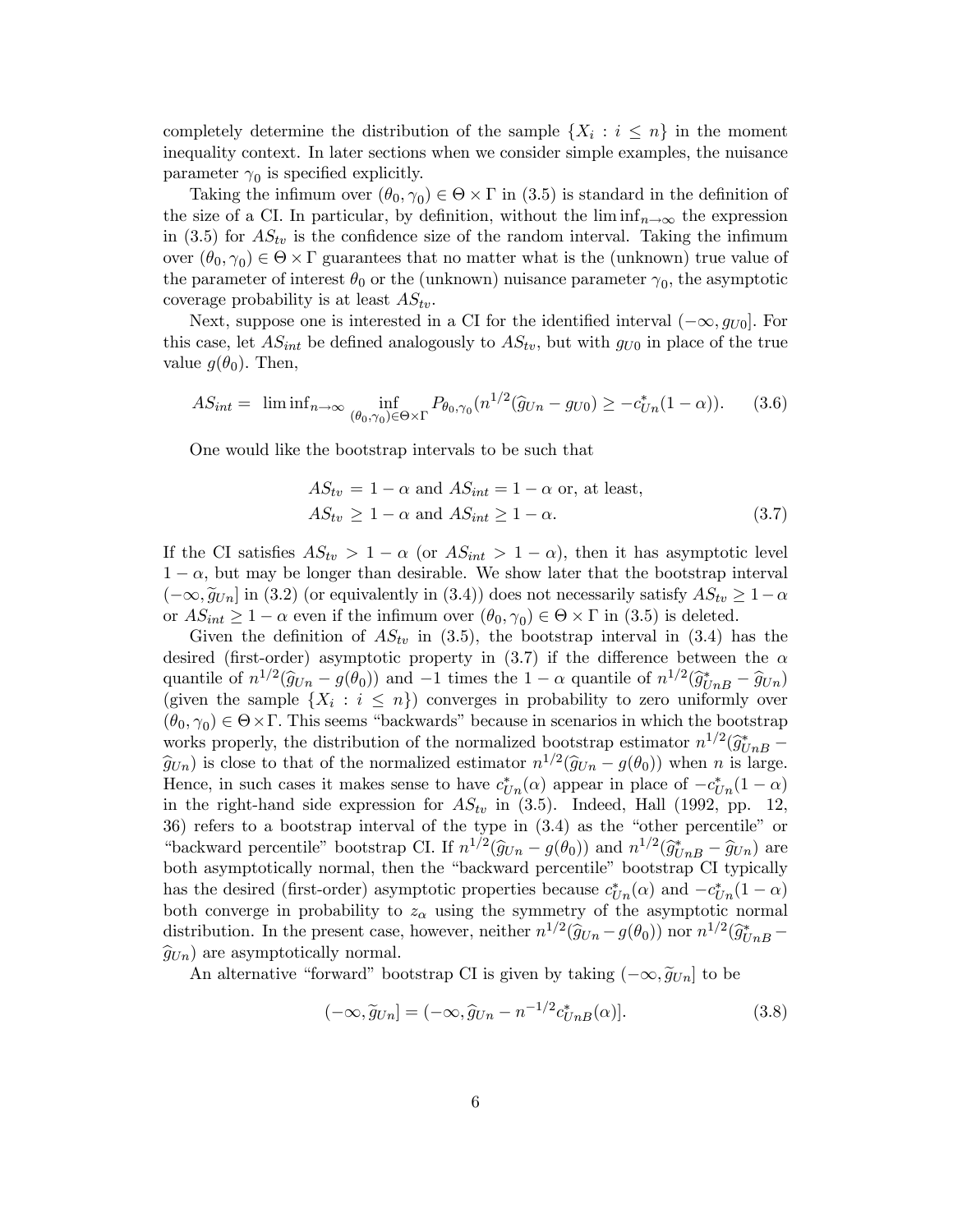completely determine the distribution of the sample $\{X_i : i \leq n\}$ in the moment inequality context. In later sections when we consider simple examples, the nuisance parameter $\gamma_0$ is specified explicitly.

Taking the infimum over $(\theta_0, \gamma_0) \in \Theta \times \Gamma$ in (3.5) is standard in the definition of the size of a CI. In particular, by definition, without the $\liminf_{n\to\infty}$ the expression in (3.5) for $AS_{tv}$ is the confidence size of the random interval. Taking the infimum over $(\theta_0, \gamma_0) \in \Theta \times \Gamma$ guarantees that no matter what is the (unknown) true value of the parameter of interest $\theta_0$ or the (unknown) nuisance parameter $\gamma_0$, the asymptotic coverage probability is at least $AS_{tv}$.

Next, suppose one is interested in a CI for the identified interval $(-\infty, g_{U0}]$. For this case, let $AS_{int}$ be defined analogously to $AS_{tv}$, but with $g_{U0}$ in place of the true value $g(\theta_0)$. Then,

$$AS_{int} = \liminf_{n\to\infty} \inf_{(\theta_0,\gamma_0)\in\Theta\times\Gamma} P_{\theta_0,\gamma_0}(n^{1/2}(\widehat{g}_{Un} - g_{U0}) \geq -c^*_{Un}(1-\alpha)). \tag{3.6}$$

One would like the bootstrap intervals to be such that

$$\begin{aligned} &AS_{tv} = 1-\alpha \text{ and } AS_{int} = 1-\alpha \text{ or, at least,} \\ &AS_{tv} \geq 1-\alpha \text{ and } AS_{int} \geq 1-\alpha. \end{aligned} \tag{3.7}$$

If the CI satisfies $AS_{tv} > 1-\alpha$ (or $AS_{int} > 1-\alpha$), then it has asymptotic level $1-\alpha$, but may be longer than desirable. We show later that the bootstrap interval $(-\infty, \widetilde{g}_{Un}]$ in (3.2) (or equivalently in (3.4)) does not necessarily satisfy $AS_{tv} \geq 1-\alpha$ or $AS_{int} \geq 1-\alpha$ even if the infimum over $(\theta_0, \gamma_0) \in \Theta \times \Gamma$ in (3.5) is deleted.

Given the definition of $AS_{tv}$ in (3.5), the bootstrap interval in (3.4) has the desired (first-order) asymptotic property in (3.7) if the difference between the $\alpha$ quantile of $n^{1/2}(\widehat{g}_{Un} - g(\theta_0))$ and $-1$ times the $1-\alpha$ quantile of $n^{1/2}(\widehat{g}^*_{UnB} - \widehat{g}_{Un})$ (given the sample $\{X_i : i \leq n\}$) converges in probability to zero uniformly over $(\theta_0, \gamma_0) \in \Theta \times \Gamma$. This seems "backwards" because in scenarios in which the bootstrap works properly, the distribution of the normalized bootstrap estimator $n^{1/2}(\widehat{g}^*_{UnB} - \widehat{g}_{Un})$ is close to that of the normalized estimator $n^{1/2}(\widehat{g}_{Un} - g(\theta_0))$ when $n$ is large. Hence, in such cases it makes sense to have $c^*_{Un}(\alpha)$ appear in place of $-c^*_{Un}(1-\alpha)$ in the right-hand side expression for $AS_{tv}$ in (3.5). Indeed, Hall (1992, pp. 12, 36) refers to a bootstrap interval of the type in (3.4) as the "other percentile" or "backward percentile" bootstrap CI. If $n^{1/2}(\widehat{g}_{Un} - g(\theta_0))$ and $n^{1/2}(\widehat{g}^*_{UnB} - \widehat{g}_{Un})$ are both asymptotically normal, then the "backward percentile" bootstrap CI typically has the desired (first-order) asymptotic properties because $c^*_{Un}(\alpha)$ and $-c^*_{Un}(1-\alpha)$ both converge in probability to $z_\alpha$ using the symmetry of the asymptotic normal distribution. In the present case, however, neither $n^{1/2}(\widehat{g}_{Un} - g(\theta_0))$ nor $n^{1/2}(\widehat{g}^*_{UnB} - \widehat{g}_{Un})$ are asymptotically normal.

An alternative "forward" bootstrap CI is given by taking $(-\infty, \widetilde{g}_{Un}]$ to be

$$(-\infty, \widetilde{g}_{Un}] = (-\infty, \widehat{g}_{Un} - n^{-1/2} c^*_{UnB}(\alpha)]. \tag{3.8}$$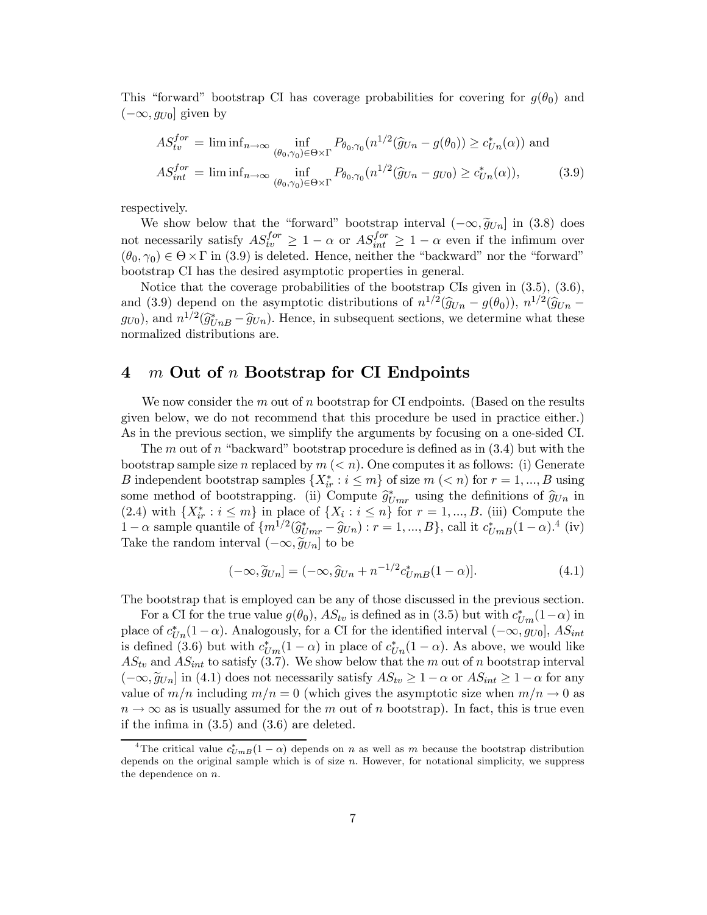This "forward" bootstrap CI has coverage probabilities for covering for $g(\theta_0)$ and $(-\infty, g_{U0}]$ given by

$$
\begin{aligned}
AS_{tv}^{for} &= \liminf_{n\to\infty} \inf_{(\theta_0,\gamma_0)\in\Theta\times\Gamma} P_{\theta_0,\gamma_0}(n^{1/2}(\widehat{g}_{Un} - g(\theta_0)) \geq c_{Un}^*(\alpha)) \text{ and} \\
AS_{int}^{for} &= \liminf_{n\to\infty} \inf_{(\theta_0,\gamma_0)\in\Theta\times\Gamma} P_{\theta_0,\gamma_0}(n^{1/2}(\widehat{g}_{Un} - g_{U0}) \geq c_{Un}^*(\alpha)), \qquad (3.9)
\end{aligned}
$$

respectively.

We show below that the "forward" bootstrap interval $(-\infty, \widetilde{g}_{Un}]$ in (3.8) does not necessarily satisfy $AS_{tv}^{for} \geq 1-\alpha$ or $AS_{int}^{for} \geq 1-\alpha$ even if the infimum over $(\theta_0,\gamma_0) \in \Theta\times\Gamma$ in (3.9) is deleted. Hence, neither the "backward" nor the "forward" bootstrap CI has the desired asymptotic properties in general.

Notice that the coverage probabilities of the bootstrap CIs given in (3.5), (3.6), and (3.9) depend on the asymptotic distributions of $n^{1/2}(\widehat{g}_{Un} - g(\theta_0))$, $n^{1/2}(\widehat{g}_{Un} - g_{U0})$, and $n^{1/2}(\widehat{g}_{UnB}^* - \widehat{g}_{Un})$. Hence, in subsequent sections, we determine what these normalized distributions are.

# 4 $m$ Out of $n$ Bootstrap for CI Endpoints

We now consider the $m$ out of $n$ bootstrap for CI endpoints. (Based on the results given below, we do not recommend that this procedure be used in practice either.) As in the previous section, we simplify the arguments by focusing on a one-sided CI.

The $m$ out of $n$ "backward" bootstrap procedure is defined as in (3.4) but with the bootstrap sample size $n$ replaced by $m$ ($< n$). One computes it as follows: (i) Generate $B$ independent bootstrap samples $\{X_{ir}^* : i \leq m\}$ of size $m$ ($< n$) for $r = 1, ..., B$ using some method of bootstrapping. (ii) Compute $\widehat{g}_{Umr}^*$ using the definitions of $\widehat{g}_{Un}$ in (2.4) with $\{X_{ir}^* : i \leq m\}$ in place of $\{X_i : i \leq n\}$ for $r = 1, ..., B$. (iii) Compute the $1-\alpha$ sample quantile of $\{m^{1/2}(\widehat{g}_{Umr}^* - \widehat{g}_{Un}) : r = 1, ..., B\}$, call it $c_{UmB}^*(1-\alpha)$.[4] (iv) Take the random interval $(-\infty, \widetilde{g}_{Un}]$ to be

$$
(-\infty, \widetilde{g}_{Un}] = (-\infty, \widehat{g}_{Un} + n^{-1/2} c_{UmB}^*(1-\alpha)]. \qquad (4.1)
$$

The bootstrap that is employed can be any of those discussed in the previous section.

For a CI for the true value $g(\theta_0)$, $AS_{tv}$ is defined as in (3.5) but with $c_{Um}^*(1-\alpha)$ in place of $c_{Un}^*(1-\alpha)$. Analogously, for a CI for the identified interval $(-\infty, g_{U0}]$, $AS_{int}$ is defined (3.6) but with $c_{Um}^*(1-\alpha)$ in place of $c_{Un}^*(1-\alpha)$. As above, we would like $AS_{tv}$ and $AS_{int}$ to satisfy (3.7). We show below that the $m$ out of $n$ bootstrap interval $(-\infty, \widetilde{g}_{Un}]$ in (4.1) does not necessarily satisfy $AS_{tv} \geq 1-\alpha$ or $AS_{int} \geq 1-\alpha$ for any value of $m/n$ including $m/n = 0$ (which gives the asymptotic size when $m/n \to 0$ as $n \to \infty$ as is usually assumed for the $m$ out of $n$ bootstrap). In fact, this is true even if the infima in (3.5) and (3.6) are deleted.

[4] The critical value $c_{UmB}^*(1-\alpha)$ depends on $n$ as well as $m$ because the bootstrap distribution depends on the original sample which is of size $n$. However, for notational simplicity, we suppress the dependence on $n$.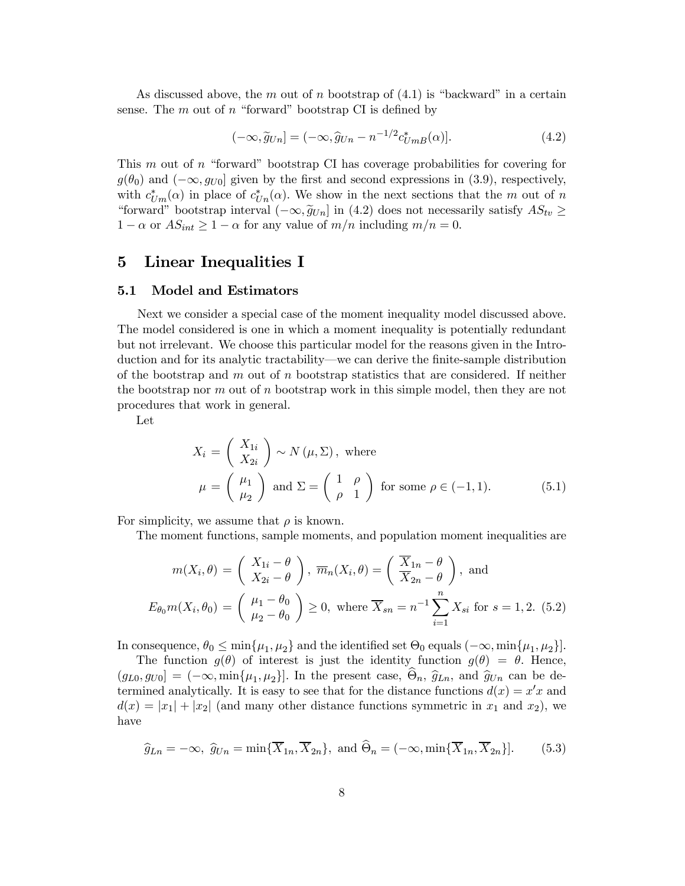As discussed above, the $m$ out of $n$ bootstrap of (4.1) is "backward" in a certain sense. The $m$ out of $n$ "forward" bootstrap CI is defined by

$$(-\infty, \widetilde{g}_{Un}] = (-\infty, \widehat{g}_{Un} - n^{-1/2} c^*_{UmB}(\alpha)]. \tag{4.2}$$

This $m$ out of $n$ "forward" bootstrap CI has coverage probabilities for covering for $g(\theta_0)$ and $(-\infty, g_{U0}]$ given by the first and second expressions in (3.9), respectively, with $c^*_{Um}(\alpha)$ in place of $c^*_{Un}(\alpha)$. We show in the next sections that the $m$ out of $n$ "forward" bootstrap interval $(-\infty, \widetilde{g}_{Un}]$ in (4.2) does not necessarily satisfy $AS_{tv} \geq 1 - \alpha$ or $AS_{int} \geq 1 - \alpha$ for any value of $m/n$ including $m/n = 0$.

# 5 Linear Inequalities I

## 5.1 Model and Estimators

Next we consider a special case of the moment inequality model discussed above. The model considered is one in which a moment inequality is potentially redundant but not irrelevant. We choose this particular model for the reasons given in the Introduction and for its analytic tractability—we can derive the finite-sample distribution of the bootstrap and $m$ out of $n$ bootstrap statistics that are considered. If neither the bootstrap nor $m$ out of $n$ bootstrap work in this simple model, then they are not procedures that work in general.

Let

$$X_i = \begin{pmatrix} X_{1i} \\ X_{2i} \end{pmatrix} \sim N(\mu, \Sigma), \text{ where}$$
$$\mu = \begin{pmatrix} \mu_1 \\ \mu_2 \end{pmatrix} \text{ and } \Sigma = \begin{pmatrix} 1 & \rho \\ \rho & 1 \end{pmatrix} \text{ for some } \rho \in (-1, 1). \tag{5.1}$$

For simplicity, we assume that $\rho$ is known.

The moment functions, sample moments, and population moment inequalities are

$$m(X_i, \theta) = \begin{pmatrix} X_{1i} - \theta \\ X_{2i} - \theta \end{pmatrix}, \ \overline{m}_n(X_i, \theta) = \begin{pmatrix} \overline{X}_{1n} - \theta \\ \overline{X}_{2n} - \theta \end{pmatrix}, \text{ and}$$
$$E_{\theta_0} m(X_i, \theta_0) = \begin{pmatrix} \mu_1 - \theta_0 \\ \mu_2 - \theta_0 \end{pmatrix} \geq 0, \text{ where } \overline{X}_{sn} = n^{-1} \sum_{i=1}^{n} X_{si} \text{ for } s = 1, 2. \tag{5.2}$$

In consequence, $\theta_0 \leq \min\{\mu_1, \mu_2\}$ and the identified set $\Theta_0$ equals $(-\infty, \min\{\mu_1, \mu_2\}]$.

The function $g(\theta)$ of interest is just the identity function $g(\theta) = \theta$. Hence, $(g_{L0}, g_{U0}] = (-\infty, \min\{\mu_1, \mu_2\}]$. In the present case, $\widehat{\Theta}_n$, $\widehat{g}_{Ln}$, and $\widehat{g}_{Un}$ can be determined analytically. It is easy to see that for the distance functions $d(x) = x'x$ and $d(x) = |x_1| + |x_2|$ (and many other distance functions symmetric in $x_1$ and $x_2$), we have

$$\widehat{g}_{Ln} = -\infty, \ \widehat{g}_{Un} = \min\{\overline{X}_{1n}, \overline{X}_{2n}\}, \text{ and } \widehat{\Theta}_n = (-\infty, \min\{\overline{X}_{1n}, \overline{X}_{2n}\}]. \tag{5.3}$$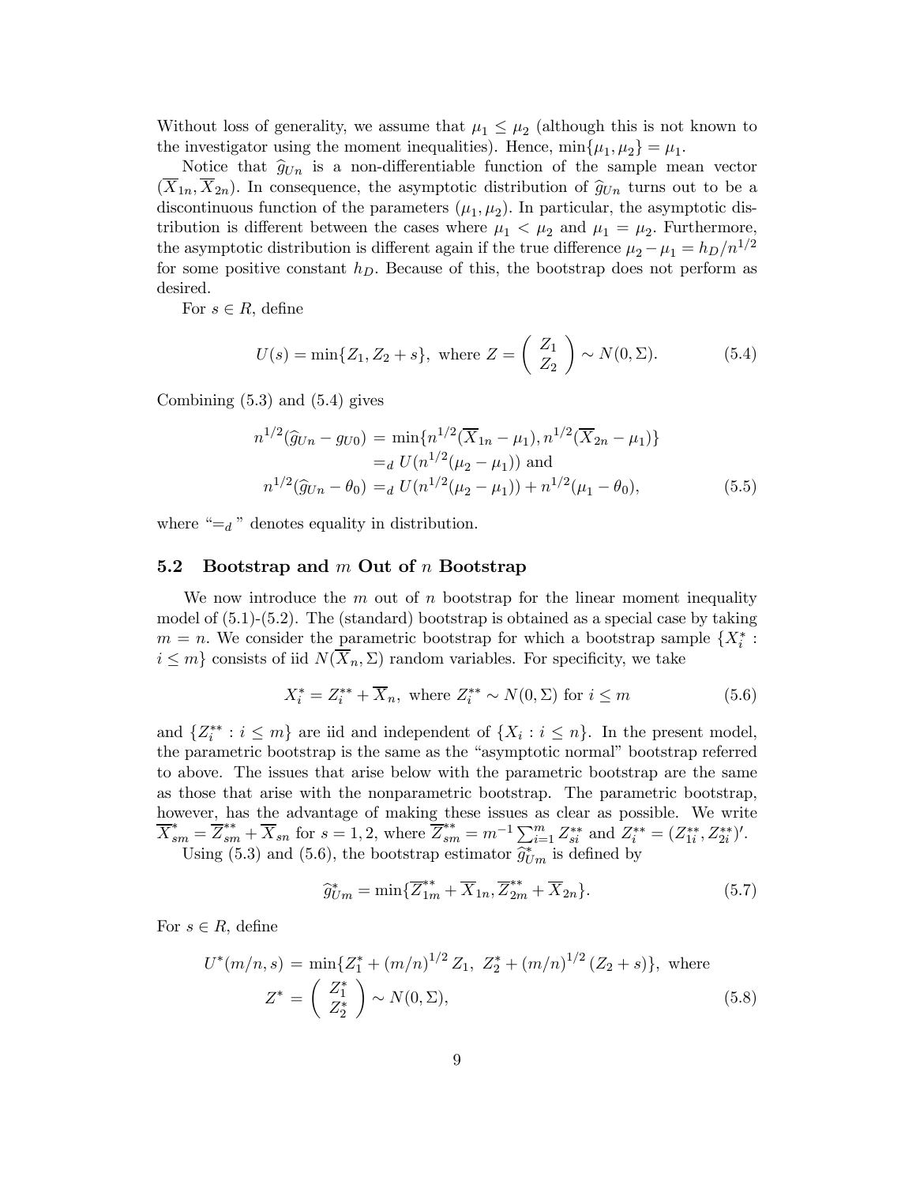Without loss of generality, we assume that $\mu_1 \leq \mu_2$ (although this is not known to the investigator using the moment inequalities). Hence, $\min\{\mu_1, \mu_2\} = \mu_1$.

Notice that $\widehat{g}_{Un}$ is a non-differentiable function of the sample mean vector $(\overline{X}_{1n}, \overline{X}_{2n})$. In consequence, the asymptotic distribution of $\widehat{g}_{Un}$ turns out to be a discontinuous function of the parameters $(\mu_1, \mu_2)$. In particular, the asymptotic distribution is different between the cases where $\mu_1 < \mu_2$ and $\mu_1 = \mu_2$. Furthermore, the asymptotic distribution is different again if the true difference $\mu_2 - \mu_1 = h_D/n^{1/2}$ for some positive constant $h_D$. Because of this, the bootstrap does not perform as desired.

For $s \in R$, define

$$U(s) = \min\{Z_1, Z_2 + s\}, \text{ where } Z = \begin{pmatrix} Z_1 \\ Z_2 \end{pmatrix} \sim N(0, \Sigma). \tag{5.4}$$

Combining (5.3) and (5.4) gives

$$\begin{aligned} n^{1/2}(\widehat{g}_{Un} - g_{U0}) &= \min\{n^{1/2}(\overline{X}_{1n} - \mu_1), n^{1/2}(\overline{X}_{2n} - \mu_1)\} \\ &=_d U(n^{1/2}(\mu_2 - \mu_1)) \text{ and} \\ n^{1/2}(\widehat{g}_{Un} - \theta_0) &=_d U(n^{1/2}(\mu_2 - \mu_1)) + n^{1/2}(\mu_1 - \theta_0), \end{aligned} \tag{5.5}$$

where "$=_d$" denotes equality in distribution.

## 5.2 Bootstrap and $m$ Out of $n$ Bootstrap

We now introduce the $m$ out of $n$ bootstrap for the linear moment inequality model of (5.1)-(5.2). The (standard) bootstrap is obtained as a special case by taking $m = n$. We consider the parametric bootstrap for which a bootstrap sample $\{X_i^* : i \leq m\}$ consists of iid $N(\overline{X}_n, \Sigma)$ random variables. For specificity, we take

$$X_i^* = Z_i^{**} + \overline{X}_n, \text{ where } Z_i^{**} \sim N(0, \Sigma) \text{ for } i \leq m \tag{5.6}$$

and $\{Z_i^{**} : i \leq m\}$ are iid and independent of $\{X_i : i \leq n\}$. In the present model, the parametric bootstrap is the same as the "asymptotic normal" bootstrap referred to above. The issues that arise below with the parametric bootstrap are the same as those that arise with the nonparametric bootstrap. The parametric bootstrap, however, has the advantage of making these issues as clear as possible. We write $\overline{X}_{sm}^* = \overline{Z}_{sm}^{**} + \overline{X}_{sn}$ for $s = 1, 2$, where $\overline{Z}_{sm}^{**} = m^{-1}\sum_{i=1}^m Z_{si}^{**}$ and $Z_i^{**} = (Z_{1i}^{**}, Z_{2i}^{**})'$.

Using (5.3) and (5.6), the bootstrap estimator $\widehat{g}_{Um}^*$ is defined by

$$\widehat{g}_{Um}^* = \min\{\overline{Z}_{1m}^{**} + \overline{X}_{1n}, \overline{Z}_{2m}^{**} + \overline{X}_{2n}\}. \tag{5.7}$$

For $s \in R$, define

$$\begin{aligned} U^*(m/n, s) &= \min\{Z_1^* + (m/n)^{1/2}\, Z_1,\; Z_2^* + (m/n)^{1/2}\,(Z_2 + s)\}, \text{ where} \\ Z^* &= \begin{pmatrix} Z_1^* \\ Z_2^* \end{pmatrix} \sim N(0, \Sigma), \end{aligned} \tag{5.8}$$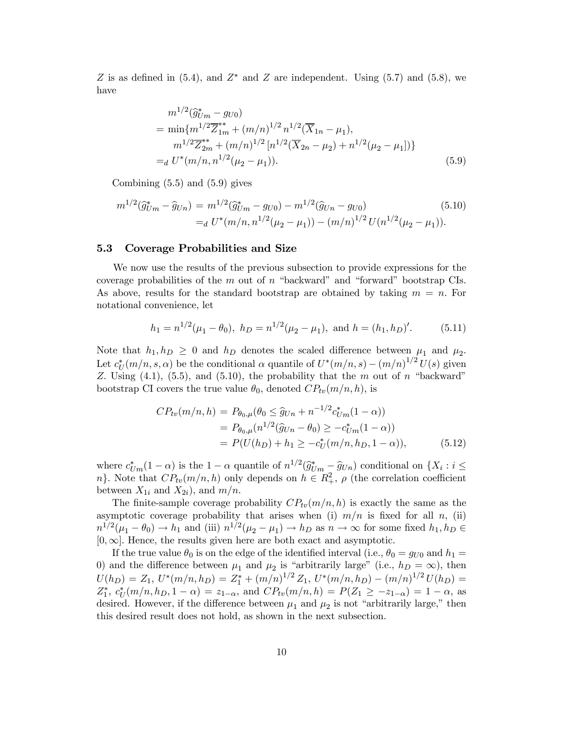$Z$ is as defined in (5.4), and $Z^*$ and $Z$ are independent. Using (5.7) and (5.8), we have

$$
\begin{aligned}
& m^{1/2}(\widehat{g}^*_{Um} - g_{U0}) \\
&= \min\{m^{1/2}\overline{Z}^{**}_{1m} + (m/n)^{1/2}\, n^{1/2}(\overline{X}_{1n} - \mu_1), \\
&\quad\; m^{1/2}\overline{Z}^{**}_{2m} + (m/n)^{1/2}\,[n^{1/2}(\overline{X}_{2n} - \mu_2) + n^{1/2}(\mu_2 - \mu_1)]\} \\
&=_d U^*(m/n, n^{1/2}(\mu_2 - \mu_1)). \qquad (5.9)
\end{aligned}
$$

Combining (5.5) and (5.9) gives

$$
\begin{aligned}
m^{1/2}(\widehat{g}^*_{Um} - \widehat{g}_{Un}) &= m^{1/2}(\widehat{g}^*_{Um} - g_{U0}) - m^{1/2}(\widehat{g}_{Un} - g_{U0}) \qquad (5.10)\\
&=_d U^*(m/n, n^{1/2}(\mu_2 - \mu_1)) - (m/n)^{1/2}\, U(n^{1/2}(\mu_2 - \mu_1)).
\end{aligned}
$$

### 5.3 Coverage Probabilities and Size

We now use the results of the previous subsection to provide expressions for the coverage probabilities of the $m$ out of $n$ "backward" and "forward" bootstrap CIs. As above, results for the standard bootstrap are obtained by taking $m = n$. For notational convenience, let

$$
h_1 = n^{1/2}(\mu_1 - \theta_0),\ h_D = n^{1/2}(\mu_2 - \mu_1),\ \text{and}\ h = (h_1, h_D)'. \qquad (5.11)
$$

Note that $h_1, h_D \geq 0$ and $h_D$ denotes the scaled difference between $\mu_1$ and $\mu_2$. Let $c^*_U(m/n, s, \alpha)$ be the conditional $\alpha$ quantile of $U^*(m/n, s) - (m/n)^{1/2}\, U(s)$ given $Z$. Using (4.1), (5.5), and (5.10), the probability that the $m$ out of $n$ "backward" bootstrap CI covers the true value $\theta_0$, denoted $CP_{tv}(m/n, h)$, is

$$
\begin{aligned}
CP_{tv}(m/n, h) &= P_{\theta_0,\mu}(\theta_0 \leq \widehat{g}_{Un} + n^{-1/2} c^*_{Um}(1-\alpha)) \\
&= P_{\theta_0,\mu}(n^{1/2}(\widehat{g}_{Un} - \theta_0) \geq -c^*_{Um}(1-\alpha)) \\
&= P(U(h_D) + h_1 \geq -c^*_U(m/n, h_D, 1-\alpha)), \qquad (5.12)
\end{aligned}
$$

where $c^*_{Um}(1-\alpha)$ is the $1-\alpha$ quantile of $n^{1/2}(\widehat{g}^*_{Um} - \widehat{g}_{Un})$ conditional on $\{X_i : i \leq n\}$. Note that $CP_{tv}(m/n, h)$ only depends on $h \in R^2_+$, $\rho$ (the correlation coefficient between $X_{1i}$ and $X_{2i}$), and $m/n$.

The finite-sample coverage probability $CP_{tv}(m/n, h)$ is exactly the same as the asymptotic coverage probability that arises when (i) $m/n$ is fixed for all $n$, (ii) $n^{1/2}(\mu_1 - \theta_0) \to h_1$ and (iii) $n^{1/2}(\mu_2 - \mu_1) \to h_D$ as $n \to \infty$ for some fixed $h_1, h_D \in [0, \infty]$. Hence, the results given here are both exact and asymptotic.

If the true value $\theta_0$ is on the edge of the identified interval (i.e., $\theta_0 = g_{U0}$ and $h_1 = 0$) and the difference between $\mu_1$ and $\mu_2$ is "arbitrarily large" (i.e., $h_D = \infty$), then $U(h_D) = Z_1$, $U^*(m/n, h_D) = Z^*_1 + (m/n)^{1/2}\, Z_1$, $U^*(m/n, h_D) - (m/n)^{1/2}\, U(h_D) = Z^*_1$, $c^*_U(m/n, h_D, 1-\alpha) = z_{1-\alpha}$, and $CP_{tv}(m/n, h) = P(Z_1 \geq -z_{1-\alpha}) = 1-\alpha$, as desired. However, if the difference between $\mu_1$ and $\mu_2$ is not "arbitrarily large," then this desired result does not hold, as shown in the next subsection.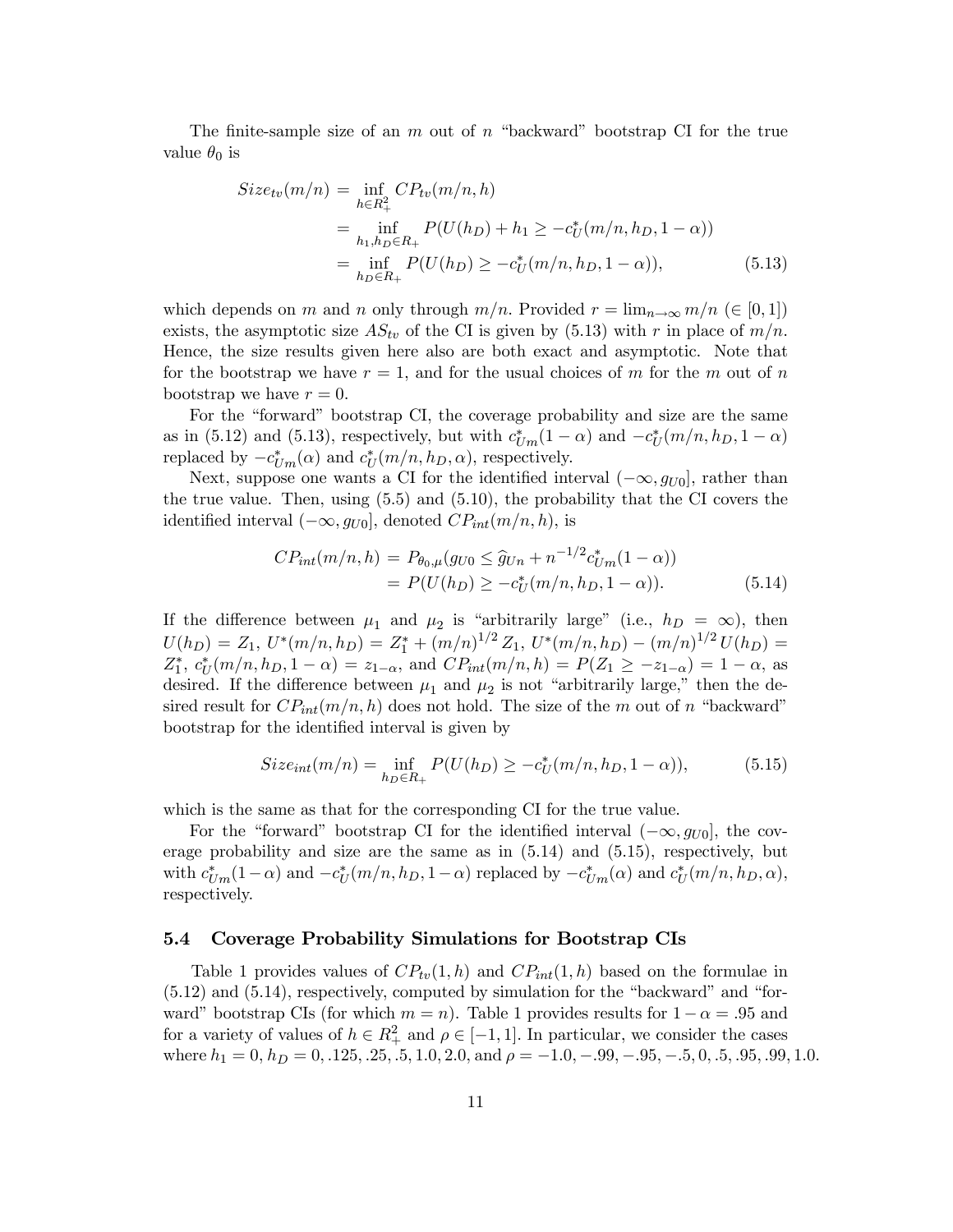The finite-sample size of an $m$ out of $n$ "backward" bootstrap CI for the true value $\theta_0$ is

$$
\begin{aligned}
Size_{tv}(m/n) &= \inf_{h \in R_+^2} CP_{tv}(m/n, h) \\
&= \inf_{h_1, h_D \in R_+} P(U(h_D) + h_1 \geq -c_U^*(m/n, h_D, 1-\alpha)) \\
&= \inf_{h_D \in R_+} P(U(h_D) \geq -c_U^*(m/n, h_D, 1-\alpha)), \qquad (5.13)
\end{aligned}
$$

which depends on $m$ and $n$ only through $m/n$. Provided $r = \lim_{n\to\infty} m/n$ $(\in [0,1])$ exists, the asymptotic size $AS_{tv}$ of the CI is given by (5.13) with $r$ in place of $m/n$. Hence, the size results given here also are both exact and asymptotic. Note that for the bootstrap we have $r = 1$, and for the usual choices of $m$ for the $m$ out of $n$ bootstrap we have $r = 0$.

For the "forward" bootstrap CI, the coverage probability and size are the same as in (5.12) and (5.13), respectively, but with $c_{Um}^*(1-\alpha)$ and $-c_U^*(m/n, h_D, 1-\alpha)$ replaced by $-c_{Um}^*(\alpha)$ and $c_U^*(m/n, h_D, \alpha)$, respectively.

Next, suppose one wants a CI for the identified interval $(-\infty, g_{U0}]$, rather than the true value. Then, using (5.5) and (5.10), the probability that the CI covers the identified interval $(-\infty, g_{U0}]$, denoted $CP_{int}(m/n, h)$, is

$$
\begin{aligned}
CP_{int}(m/n, h) &= P_{\theta_0, \mu}(g_{U0} \leq \widehat{g}_{Un} + n^{-1/2} c_{Um}^*(1-\alpha)) \\
&= P(U(h_D) \geq -c_U^*(m/n, h_D, 1-\alpha)). \qquad (5.14)
\end{aligned}
$$

If the difference between $\mu_1$ and $\mu_2$ is "arbitrarily large" (i.e., $h_D = \infty$), then $U(h_D) = Z_1$, $U^*(m/n, h_D) = Z_1^* + (m/n)^{1/2} Z_1$, $U^*(m/n, h_D) - (m/n)^{1/2} U(h_D) = Z_1^*$, $c_U^*(m/n, h_D, 1-\alpha) = z_{1-\alpha}$, and $CP_{int}(m/n, h) = P(Z_1 \geq -z_{1-\alpha}) = 1-\alpha$, as desired. If the difference between $\mu_1$ and $\mu_2$ is not "arbitrarily large," then the desired result for $CP_{int}(m/n, h)$ does not hold. The size of the $m$ out of $n$ "backward" bootstrap for the identified interval is given by

$$
Size_{int}(m/n) = \inf_{h_D \in R_+} P(U(h_D) \geq -c_U^*(m/n, h_D, 1-\alpha)), \qquad (5.15)
$$

which is the same as that for the corresponding CI for the true value.

For the "forward" bootstrap CI for the identified interval $(-\infty, g_{U0}]$, the coverage probability and size are the same as in (5.14) and (5.15), respectively, but with $c_{Um}^*(1-\alpha)$ and $-c_U^*(m/n, h_D, 1-\alpha)$ replaced by $-c_{Um}^*(\alpha)$ and $c_U^*(m/n, h_D, \alpha)$, respectively.

### 5.4 Coverage Probability Simulations for Bootstrap CIs

Table 1 provides values of $CP_{tv}(1, h)$ and $CP_{int}(1, h)$ based on the formulae in (5.12) and (5.14), respectively, computed by simulation for the "backward" and "forward" bootstrap CIs (for which $m = n$). Table 1 provides results for $1 - \alpha = .95$ and for a variety of values of $h \in R_+^2$ and $\rho \in [-1, 1]$. In particular, we consider the cases where $h_1 = 0$, $h_D = 0, .125, .25, .5, 1.0, 2.0$, and $\rho = -1.0, -.99, -.95, -.5, 0, .5, .95, .99, 1.0$.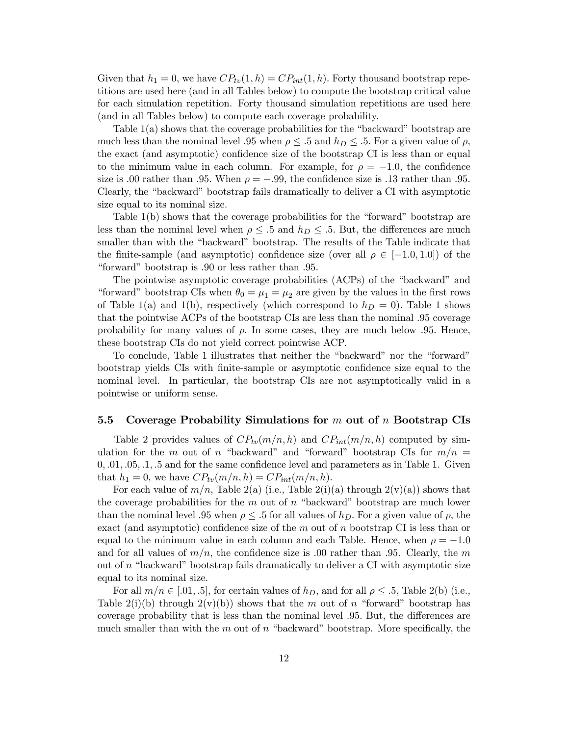Given that $h_1 = 0$, we have $CP_{tv}(1,h) = CP_{int}(1,h)$. Forty thousand bootstrap repetitions are used here (and in all Tables below) to compute the bootstrap critical value for each simulation repetition. Forty thousand simulation repetitions are used here (and in all Tables below) to compute each coverage probability.

Table 1(a) shows that the coverage probabilities for the "backward" bootstrap are much less than the nominal level .95 when $\rho \leq .5$ and $h_D \leq .5$. For a given value of $\rho$, the exact (and asymptotic) confidence size of the bootstrap CI is less than or equal to the minimum value in each column. For example, for $\rho = -1.0$, the confidence size is .00 rather than .95. When $\rho = -.99$, the confidence size is .13 rather than .95. Clearly, the "backward" bootstrap fails dramatically to deliver a CI with asymptotic size equal to its nominal size.

Table 1(b) shows that the coverage probabilities for the "forward" bootstrap are less than the nominal level when $\rho \leq .5$ and $h_D \leq .5$. But, the differences are much smaller than with the "backward" bootstrap. The results of the Table indicate that the finite-sample (and asymptotic) confidence size (over all $\rho \in [-1.0, 1.0]$) of the "forward" bootstrap is .90 or less rather than .95.

The pointwise asymptotic coverage probabilities (ACPs) of the "backward" and "forward" bootstrap CIs when $\theta_0 = \mu_1 = \mu_2$ are given by the values in the first rows of Table 1(a) and 1(b), respectively (which correspond to $h_D = 0$). Table 1 shows that the pointwise ACPs of the bootstrap CIs are less than the nominal .95 coverage probability for many values of $\rho$. In some cases, they are much below .95. Hence, these bootstrap CIs do not yield correct pointwise ACP.

To conclude, Table 1 illustrates that neither the "backward" nor the "forward" bootstrap yields CIs with finite-sample or asymptotic confidence size equal to the nominal level. In particular, the bootstrap CIs are not asymptotically valid in a pointwise or uniform sense.

### 5.5 Coverage Probability Simulations for $m$ out of $n$ Bootstrap CIs

Table 2 provides values of $CP_{tv}(m/n, h)$ and $CP_{int}(m/n, h)$ computed by simulation for the $m$ out of $n$ "backward" and "forward" bootstrap CIs for $m/n = 0, .01, .05, .1, .5$ and for the same confidence level and parameters as in Table 1. Given that $h_1 = 0$, we have $CP_{tv}(m/n, h) = CP_{int}(m/n, h)$.

For each value of $m/n$, Table 2(a) (i.e., Table 2(i)(a) through 2(v)(a)) shows that the coverage probabilities for the $m$ out of $n$ "backward" bootstrap are much lower than the nominal level .95 when $\rho \leq .5$ for all values of $h_D$. For a given value of $\rho$, the exact (and asymptotic) confidence size of the $m$ out of $n$ bootstrap CI is less than or equal to the minimum value in each column and each Table. Hence, when $\rho = -1.0$ and for all values of $m/n$, the confidence size is .00 rather than .95. Clearly, the $m$ out of $n$ "backward" bootstrap fails dramatically to deliver a CI with asymptotic size equal to its nominal size.

For all $m/n \in [.01, .5]$, for certain values of $h_D$, and for all $\rho \leq .5$, Table 2(b) (i.e., Table 2(i)(b) through 2(v)(b)) shows that the $m$ out of $n$ "forward" bootstrap has coverage probability that is less than the nominal level .95. But, the differences are much smaller than with the $m$ out of $n$ "backward" bootstrap. More specifically, the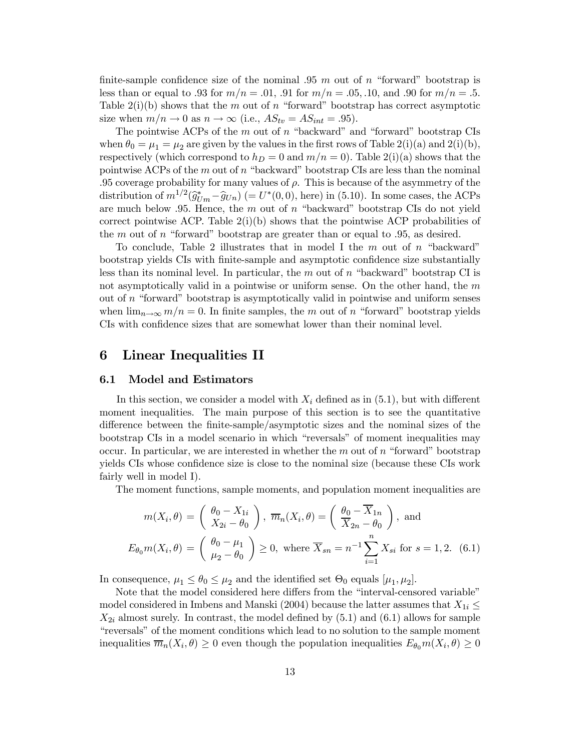finite-sample confidence size of the nominal .95 $m$ out of $n$ "forward" bootstrap is less than or equal to .93 for $m/n = .01$, .91 for $m/n = .05, .10$, and .90 for $m/n = .5$. Table 2(i)(b) shows that the $m$ out of $n$ "forward" bootstrap has correct asymptotic size when $m/n \to 0$ as $n \to \infty$ (i.e., $AS_{tv} = AS_{int} = .95$).

The pointwise ACPs of the $m$ out of $n$ "backward" and "forward" bootstrap CIs when $\theta_0 = \mu_1 = \mu_2$ are given by the values in the first rows of Table 2(i)(a) and 2(i)(b), respectively (which correspond to $h_D = 0$ and $m/n = 0$). Table 2(i)(a) shows that the pointwise ACPs of the $m$ out of $n$ "backward" bootstrap CIs are less than the nominal .95 coverage probability for many values of $\rho$. This is because of the asymmetry of the distribution of $m^{1/2}(\widehat{g}^*_{Um} - \widehat{g}_{Un})$ $(= U^*(0,0)$, here) in (5.10). In some cases, the ACPs are much below .95. Hence, the $m$ out of $n$ "backward" bootstrap CIs do not yield correct pointwise ACP. Table 2(i)(b) shows that the pointwise ACP probabilities of the $m$ out of $n$ "forward" bootstrap are greater than or equal to .95, as desired.

To conclude, Table 2 illustrates that in model I the $m$ out of $n$ "backward" bootstrap yields CIs with finite-sample and asymptotic confidence size substantially less than its nominal level. In particular, the $m$ out of $n$ "backward" bootstrap CI is not asymptotically valid in a pointwise or uniform sense. On the other hand, the $m$ out of $n$ "forward" bootstrap is asymptotically valid in pointwise and uniform senses when $\lim_{n\to\infty} m/n = 0$. In finite samples, the $m$ out of $n$ "forward" bootstrap yields CIs with confidence sizes that are somewhat lower than their nominal level.

# 6 Linear Inequalities II

## 6.1 Model and Estimators

In this section, we consider a model with $X_i$ defined as in (5.1), but with different moment inequalities. The main purpose of this section is to see the quantitative difference between the finite-sample/asymptotic sizes and the nominal sizes of the bootstrap CIs in a model scenario in which "reversals" of moment inequalities may occur. In particular, we are interested in whether the $m$ out of $n$ "forward" bootstrap yields CIs whose confidence size is close to the nominal size (because these CIs work fairly well in model I).

The moment functions, sample moments, and population moment inequalities are

$$m(X_i, \theta) = \begin{pmatrix} \theta_0 - X_{1i} \\ X_{2i} - \theta_0 \end{pmatrix}, \ \overline{m}_n(X_i, \theta) = \begin{pmatrix} \theta_0 - \overline{X}_{1n} \\ \overline{X}_{2n} - \theta_0 \end{pmatrix}, \text{ and}$$

$$E_{\theta_0} m(X_i, \theta) = \begin{pmatrix} \theta_0 - \mu_1 \\ \mu_2 - \theta_0 \end{pmatrix} \geq 0, \text{ where } \overline{X}_{sn} = n^{-1}\sum_{i=1}^{n} X_{si} \text{ for } s = 1, 2. \quad (6.1)$$

In consequence, $\mu_1 \leq \theta_0 \leq \mu_2$ and the identified set $\Theta_0$ equals $[\mu_1, \mu_2]$.

Note that the model considered here differs from the "interval-censored variable" model considered in Imbens and Manski (2004) because the latter assumes that $X_{1i} \leq X_{2i}$ almost surely. In contrast, the model defined by (5.1) and (6.1) allows for sample "reversals" of the moment conditions which lead to no solution to the sample moment inequalities $\overline{m}_n(X_i, \theta) \geq 0$ even though the population inequalities $E_{\theta_0} m(X_i, \theta) \geq 0$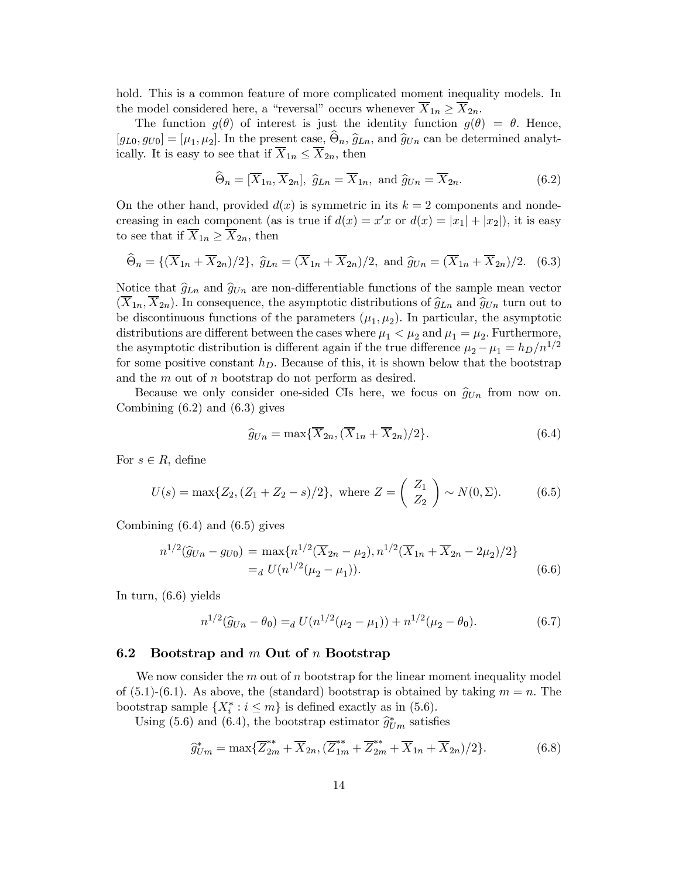hold. This is a common feature of more complicated moment inequality models. In the model considered here, a "reversal" occurs whenever $\overline{X}_{1n} \geq \overline{X}_{2n}$.

The function $g(\theta)$ of interest is just the identity function $g(\theta) = \theta$. Hence, $[g_{L0}, g_{U0}] = [\mu_1, \mu_2]$. In the present case, $\widehat{\Theta}_n$, $\widehat{g}_{Ln}$, and $\widehat{g}_{Un}$ can be determined analytically. It is easy to see that if $\overline{X}_{1n} \leq \overline{X}_{2n}$, then

$$\widehat{\Theta}_n = [\overline{X}_{1n}, \overline{X}_{2n}],\ \widehat{g}_{Ln} = \overline{X}_{1n},\ \text{and}\ \widehat{g}_{Un} = \overline{X}_{2n}. \tag{6.2}$$

On the other hand, provided $d(x)$ is symmetric in its $k = 2$ components and nondecreasing in each component (as is true if $d(x) = x'x$ or $d(x) = |x_1| + |x_2|$), it is easy to see that if $\overline{X}_{1n} \geq \overline{X}_{2n}$, then

$$\widehat{\Theta}_n = \{(\overline{X}_{1n} + \overline{X}_{2n})/2\},\ \widehat{g}_{Ln} = (\overline{X}_{1n} + \overline{X}_{2n})/2,\ \text{and}\ \widehat{g}_{Un} = (\overline{X}_{1n} + \overline{X}_{2n})/2. \tag{6.3}$$

Notice that $\widehat{g}_{Ln}$ and $\widehat{g}_{Un}$ are non-differentiable functions of the sample mean vector $(\overline{X}_{1n}, \overline{X}_{2n})$. In consequence, the asymptotic distributions of $\widehat{g}_{Ln}$ and $\widehat{g}_{Un}$ turn out to be discontinuous functions of the parameters $(\mu_1, \mu_2)$. In particular, the asymptotic distributions are different between the cases where $\mu_1 < \mu_2$ and $\mu_1 = \mu_2$. Furthermore, the asymptotic distribution is different again if the true difference $\mu_2 - \mu_1 = h_D/n^{1/2}$ for some positive constant $h_D$. Because of this, it is shown below that the bootstrap and the $m$ out of $n$ bootstrap do not perform as desired.

Because we only consider one-sided CIs here, we focus on $\widehat{g}_{Un}$ from now on. Combining (6.2) and (6.3) gives

$$\widehat{g}_{Un} = \max\{\overline{X}_{2n}, (\overline{X}_{1n} + \overline{X}_{2n})/2\}. \tag{6.4}$$

For $s \in R$, define

$$U(s) = \max\{Z_2, (Z_1 + Z_2 - s)/2\},\ \text{where}\ Z = \begin{pmatrix} Z_1 \\ Z_2 \end{pmatrix} \sim N(0, \Sigma). \tag{6.5}$$

Combining (6.4) and (6.5) gives

$$\begin{aligned} n^{1/2}(\widehat{g}_{Un} - g_{U0}) &= \max\{n^{1/2}(\overline{X}_{2n} - \mu_2), n^{1/2}(\overline{X}_{1n} + \overline{X}_{2n} - 2\mu_2)/2\} \\ &=_d U(n^{1/2}(\mu_2 - \mu_1)). \end{aligned} \tag{6.6}$$

In turn, (6.6) yields

$$n^{1/2}(\widehat{g}_{Un} - \theta_0) =_d U(n^{1/2}(\mu_2 - \mu_1)) + n^{1/2}(\mu_2 - \theta_0). \tag{6.7}$$

## 6.2 Bootstrap and $m$ Out of $n$ Bootstrap

We now consider the $m$ out of $n$ bootstrap for the linear moment inequality model of (5.1)-(6.1). As above, the (standard) bootstrap is obtained by taking $m = n$. The bootstrap sample $\{X_i^* : i \leq m\}$ is defined exactly as in (5.6).

Using (5.6) and (6.4), the bootstrap estimator $\widehat{g}_{Um}^*$ satisfies

$$\widehat{g}_{Um}^* = \max\{\overline{Z}_{2m}^{**} + \overline{X}_{2n}, (\overline{Z}_{1m}^{**} + \overline{Z}_{2m}^{**} + \overline{X}_{1n} + \overline{X}_{2n})/2\}. \tag{6.8}$$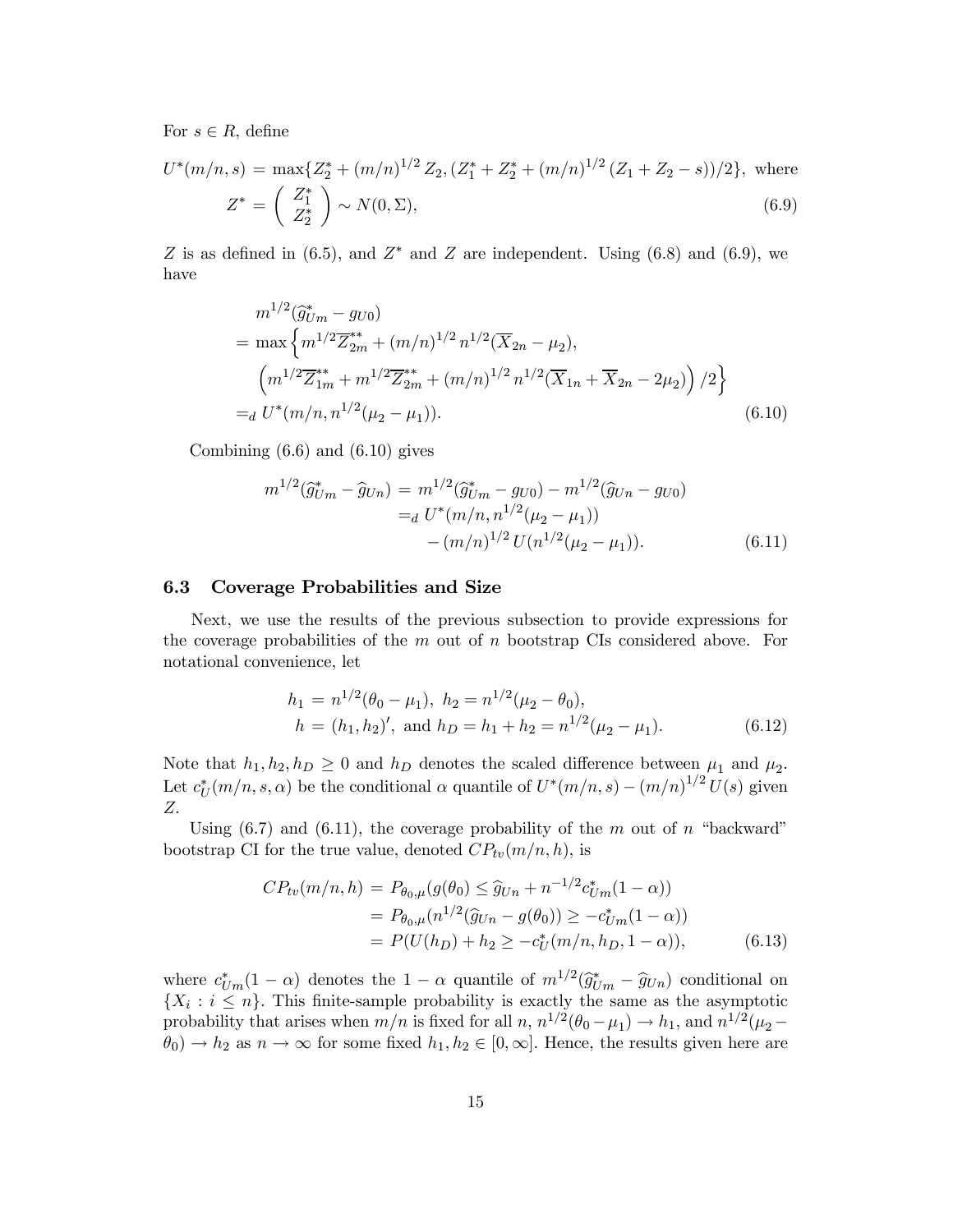For $s \in R$, define

$$
\begin{aligned}
U^*(m/n, s) &= \max\{Z_2^* + (m/n)^{1/2} Z_2, (Z_1^* + Z_2^* + (m/n)^{1/2} (Z_1 + Z_2 - s))/2\}, \text{ where} \\
Z^* &= \begin{pmatrix} Z_1^* \\ Z_2^* \end{pmatrix} \sim N(0, \Sigma), \qquad (6.9)
\end{aligned}
$$

$Z$ is as defined in (6.5), and $Z^*$ and $Z$ are independent. Using (6.8) and (6.9), we have

$$
\begin{aligned}
& m^{1/2}(\widehat{g}_{Um}^* - g_{U0}) \\
&= \max\Big\{ m^{1/2}\overline{Z}_{2m}^{**} + (m/n)^{1/2} n^{1/2}(\overline{X}_{2n} - \mu_2), \\
&\quad \Big( m^{1/2}\overline{Z}_{1m}^{**} + m^{1/2}\overline{Z}_{2m}^{**} + (m/n)^{1/2} n^{1/2}(\overline{X}_{1n} + \overline{X}_{2n} - 2\mu_2) \Big) /2 \Big\} \\
&=_d U^*(m/n, n^{1/2}(\mu_2 - \mu_1)). \qquad (6.10)
\end{aligned}
$$

Combining (6.6) and (6.10) gives

$$
\begin{aligned}
m^{1/2}(\widehat{g}_{Um}^* - \widehat{g}_{Un}) &= m^{1/2}(\widehat{g}_{Um}^* - g_{U0}) - m^{1/2}(\widehat{g}_{Un} - g_{U0}) \\
&=_d U^*(m/n, n^{1/2}(\mu_2 - \mu_1)) \\
&\quad - (m/n)^{1/2} U(n^{1/2}(\mu_2 - \mu_1)). \qquad (6.11)
\end{aligned}
$$

### 6.3 Coverage Probabilities and Size

Next, we use the results of the previous subsection to provide expressions for the coverage probabilities of the $m$ out of $n$ bootstrap CIs considered above. For notational convenience, let

$$
\begin{aligned}
h_1 &= n^{1/2}(\theta_0 - \mu_1), \ h_2 = n^{1/2}(\mu_2 - \theta_0), \\
h &= (h_1, h_2)', \text{ and } h_D = h_1 + h_2 = n^{1/2}(\mu_2 - \mu_1). \qquad (6.12)
\end{aligned}
$$

Note that $h_1, h_2, h_D \geq 0$ and $h_D$ denotes the scaled difference between $\mu_1$ and $\mu_2$. Let $c_U^*(m/n, s, \alpha)$ be the conditional $\alpha$ quantile of $U^*(m/n, s) - (m/n)^{1/2} U(s)$ given $Z$.

Using (6.7) and (6.11), the coverage probability of the $m$ out of $n$ "backward" bootstrap CI for the true value, denoted $CP_{tv}(m/n, h)$, is

$$
\begin{aligned}
CP_{tv}(m/n, h) &= P_{\theta_0,\mu}(g(\theta_0) \leq \widehat{g}_{Un} + n^{-1/2} c_{Um}^*(1 - \alpha)) \\
&= P_{\theta_0,\mu}(n^{1/2}(\widehat{g}_{Un} - g(\theta_0)) \geq -c_{Um}^*(1 - \alpha)) \\
&= P(U(h_D) + h_2 \geq -c_U^*(m/n, h_D, 1 - \alpha)), \qquad (6.13)
\end{aligned}
$$

where $c_{Um}^*(1 - \alpha)$ denotes the $1 - \alpha$ quantile of $m^{1/2}(\widehat{g}_{Um}^* - \widehat{g}_{Un})$ conditional on $\{X_i : i \leq n\}$. This finite-sample probability is exactly the same as the asymptotic probability that arises when $m/n$ is fixed for all $n$, $n^{1/2}(\theta_0 - \mu_1) \to h_1$, and $n^{1/2}(\mu_2 - \theta_0) \to h_2$ as $n \to \infty$ for some fixed $h_1, h_2 \in [0, \infty]$. Hence, the results given here are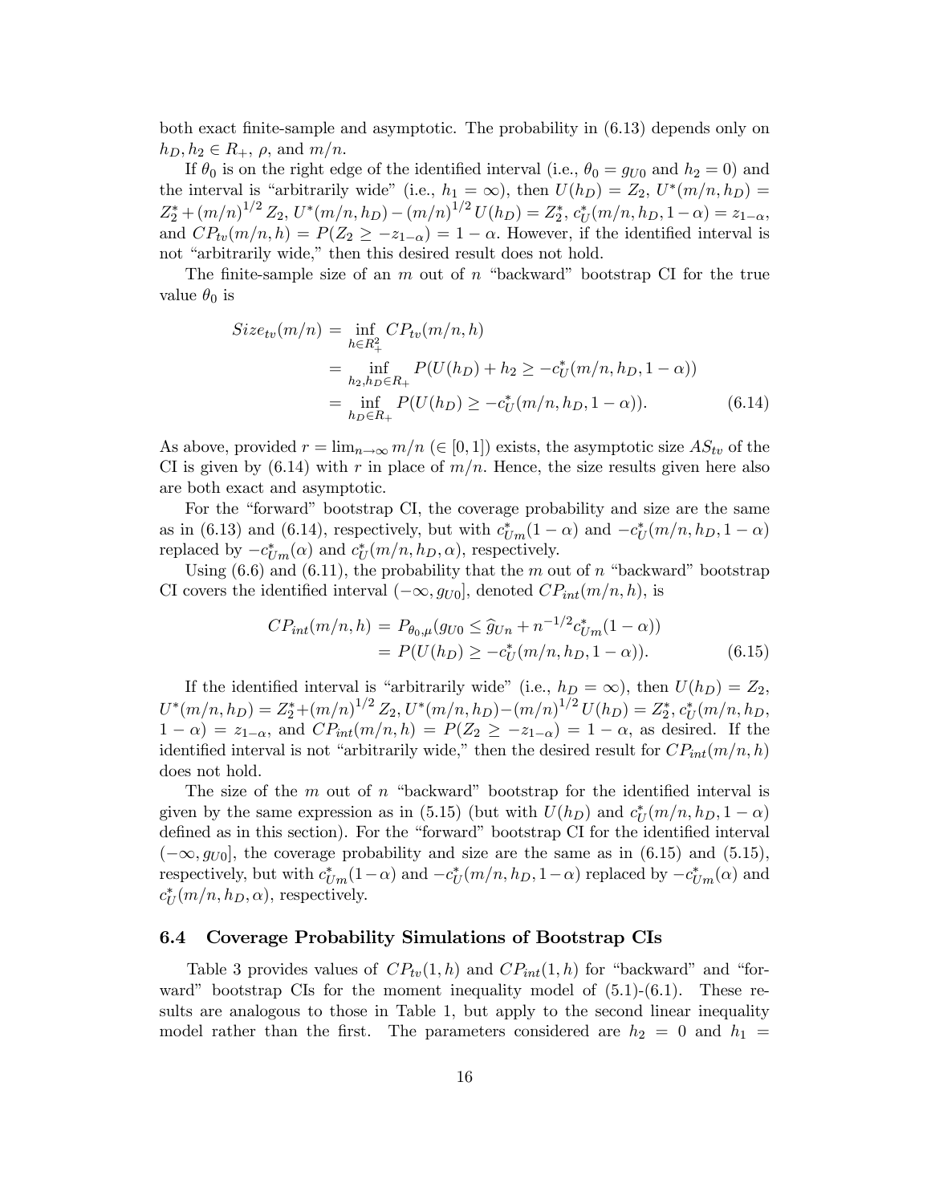both exact finite-sample and asymptotic. The probability in (6.13) depends only on $h_D, h_2 \in R_+$, $\rho$, and $m/n$.

If $\theta_0$ is on the right edge of the identified interval (i.e., $\theta_0 = g_{U0}$ and $h_2 = 0$) and the interval is "arbitrarily wide" (i.e., $h_1 = \infty$), then $U(h_D) = Z_2$, $U^*(m/n, h_D) = Z_2^* + (m/n)^{1/2} Z_2$, $U^*(m/n, h_D) - (m/n)^{1/2} U(h_D) = Z_2^*$, $c_U^*(m/n, h_D, 1-\alpha) = z_{1-\alpha}$, and $CP_{tv}(m/n, h) = P(Z_2 \geq -z_{1-\alpha}) = 1 - \alpha$. However, if the identified interval is not "arbitrarily wide," then this desired result does not hold.

The finite-sample size of an $m$ out of $n$ "backward" bootstrap CI for the true value $\theta_0$ is

$$
\begin{aligned}
Size_{tv}(m/n) &= \inf_{h \in R_+^2} CP_{tv}(m/n, h) \\
&= \inf_{h_2, h_D \in R_+} P(U(h_D) + h_2 \geq -c_U^*(m/n, h_D, 1-\alpha)) \\
&= \inf_{h_D \in R_+} P(U(h_D) \geq -c_U^*(m/n, h_D, 1-\alpha)). \qquad (6.14)
\end{aligned}
$$

As above, provided $r = \lim_{n\to\infty} m/n$ ($\in [0,1]$) exists, the asymptotic size $AS_{tv}$ of the CI is given by (6.14) with $r$ in place of $m/n$. Hence, the size results given here also are both exact and asymptotic.

For the "forward" bootstrap CI, the coverage probability and size are the same as in (6.13) and (6.14), respectively, but with $c_{Um}^*(1-\alpha)$ and $-c_U^*(m/n, h_D, 1-\alpha)$ replaced by $-c_{Um}^*(\alpha)$ and $c_U^*(m/n, h_D, \alpha)$, respectively.

Using (6.6) and (6.11), the probability that the $m$ out of $n$ "backward" bootstrap CI covers the identified interval $(-\infty, g_{U0}]$, denoted $CP_{int}(m/n, h)$, is

$$
\begin{aligned}
CP_{int}(m/n, h) &= P_{\theta_0, \mu}(g_{U0} \leq \widehat{g}_{Un} + n^{-1/2} c_{Um}^*(1-\alpha)) \\
&= P(U(h_D) \geq -c_U^*(m/n, h_D, 1-\alpha)). \qquad (6.15)
\end{aligned}
$$

If the identified interval is "arbitrarily wide" (i.e., $h_D = \infty$), then $U(h_D) = Z_2$, $U^*(m/n, h_D) = Z_2^* + (m/n)^{1/2} Z_2$, $U^*(m/n, h_D) - (m/n)^{1/2} U(h_D) = Z_2^*$, $c_U^*(m/n, h_D, 1-\alpha) = z_{1-\alpha}$, and $CP_{int}(m/n, h) = P(Z_2 \geq -z_{1-\alpha}) = 1-\alpha$, as desired. If the identified interval is not "arbitrarily wide," then the desired result for $CP_{int}(m/n, h)$ does not hold.

The size of the $m$ out of $n$ "backward" bootstrap for the identified interval is given by the same expression as in (5.15) (but with $U(h_D)$ and $c_U^*(m/n, h_D, 1-\alpha)$ defined as in this section). For the "forward" bootstrap CI for the identified interval $(-\infty, g_{U0}]$, the coverage probability and size are the same as in (6.15) and (5.15), respectively, but with $c_{Um}^*(1-\alpha)$ and $-c_U^*(m/n, h_D, 1-\alpha)$ replaced by $-c_{Um}^*(\alpha)$ and $c_U^*(m/n, h_D, \alpha)$, respectively.

### 6.4 Coverage Probability Simulations of Bootstrap CIs

Table 3 provides values of $CP_{tv}(1, h)$ and $CP_{int}(1, h)$ for "backward" and "forward" bootstrap CIs for the moment inequality model of (5.1)-(6.1). These results are analogous to those in Table 1, but apply to the second linear inequality model rather than the first. The parameters considered are $h_2 = 0$ and $h_1 =$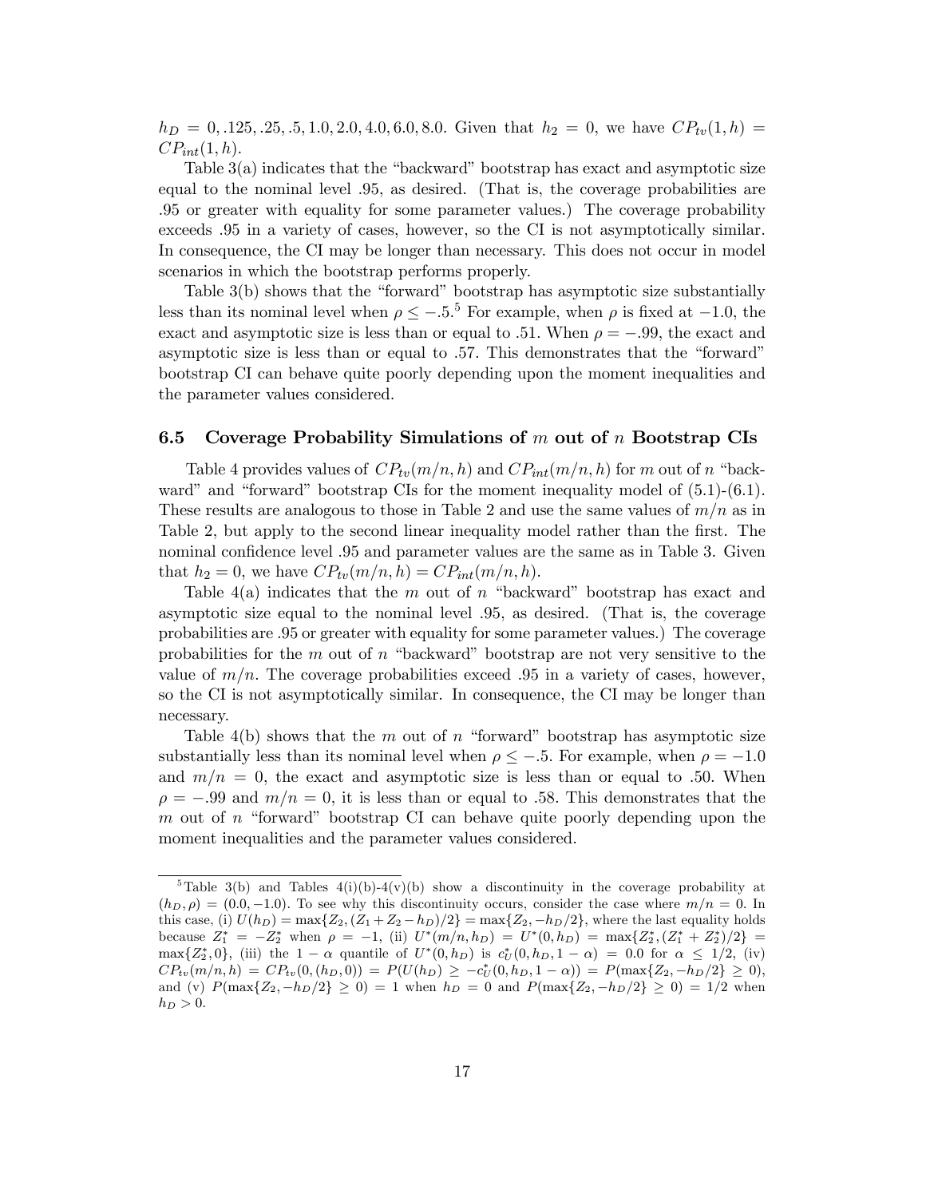$h_D = 0, .125, .25, .5, 1.0, 2.0, 4.0, 6.0, 8.0$. Given that $h_2 = 0$, we have $CP_{tv}(1, h) = CP_{int}(1, h)$.

Table 3(a) indicates that the "backward" bootstrap has exact and asymptotic size equal to the nominal level .95, as desired. (That is, the coverage probabilities are .95 or greater with equality for some parameter values.) The coverage probability exceeds .95 in a variety of cases, however, so the CI is not asymptotically similar. In consequence, the CI may be longer than necessary. This does not occur in model scenarios in which the bootstrap performs properly.

Table 3(b) shows that the "forward" bootstrap has asymptotic size substantially less than its nominal level when $\rho \leq -.5$.[5] For example, when $\rho$ is fixed at $-1.0$, the exact and asymptotic size is less than or equal to .51. When $\rho = -.99$, the exact and asymptotic size is less than or equal to .57. This demonstrates that the "forward" bootstrap CI can behave quite poorly depending upon the moment inequalities and the parameter values considered.

### 6.5 Coverage Probability Simulations of $m$ out of $n$ Bootstrap CIs

Table 4 provides values of $CP_{tv}(m/n, h)$ and $CP_{int}(m/n, h)$ for $m$ out of $n$ "backward" and "forward" bootstrap CIs for the moment inequality model of (5.1)-(6.1). These results are analogous to those in Table 2 and use the same values of $m/n$ as in Table 2, but apply to the second linear inequality model rather than the first. The nominal confidence level .95 and parameter values are the same as in Table 3. Given that $h_2 = 0$, we have $CP_{tv}(m/n, h) = CP_{int}(m/n, h)$.

Table 4(a) indicates that the $m$ out of $n$ "backward" bootstrap has exact and asymptotic size equal to the nominal level .95, as desired. (That is, the coverage probabilities are .95 or greater with equality for some parameter values.) The coverage probabilities for the $m$ out of $n$ "backward" bootstrap are not very sensitive to the value of $m/n$. The coverage probabilities exceed .95 in a variety of cases, however, so the CI is not asymptotically similar. In consequence, the CI may be longer than necessary.

Table 4(b) shows that the $m$ out of $n$ "forward" bootstrap has asymptotic size substantially less than its nominal level when $\rho \leq -.5$. For example, when $\rho = -1.0$ and $m/n = 0$, the exact and asymptotic size is less than or equal to .50. When $\rho = -.99$ and $m/n = 0$, it is less than or equal to .58. This demonstrates that the $m$ out of $n$ "forward" bootstrap CI can behave quite poorly depending upon the moment inequalities and the parameter values considered.

---

[5] Table 3(b) and Tables 4(i)(b)-4(v)(b) show a discontinuity in the coverage probability at $(h_D, \rho) = (0.0, -1.0)$. To see why this discontinuity occurs, consider the case where $m/n = 0$. In this case, (i) $U(h_D) = \max\{Z_2, (Z_1 + Z_2 - h_D)/2\} = \max\{Z_2, -h_D/2\}$, where the last equality holds because $Z_1^* = -Z_2^*$ when $\rho = -1$, (ii) $U^*(m/n, h_D) = U^*(0, h_D) = \max\{Z_2^*, (Z_1^* + Z_2^*)/2\} = \max\{Z_2^*, 0\}$, (iii) the $1 - \alpha$ quantile of $U^*(0, h_D)$ is $c_U^*(0, h_D, 1 - \alpha) = 0.0$ for $\alpha \leq 1/2$, (iv) $CP_{tv}(m/n, h) = CP_{tv}(0, (h_D, 0)) = P(U(h_D) \geq -c_U^*(0, h_D, 1 - \alpha)) = P(\max\{Z_2, -h_D/2\} \geq 0)$, and (v) $P(\max\{Z_2, -h_D/2\} \geq 0) = 1$ when $h_D = 0$ and $P(\max\{Z_2, -h_D/2\} \geq 0) = 1/2$ when $h_D > 0$.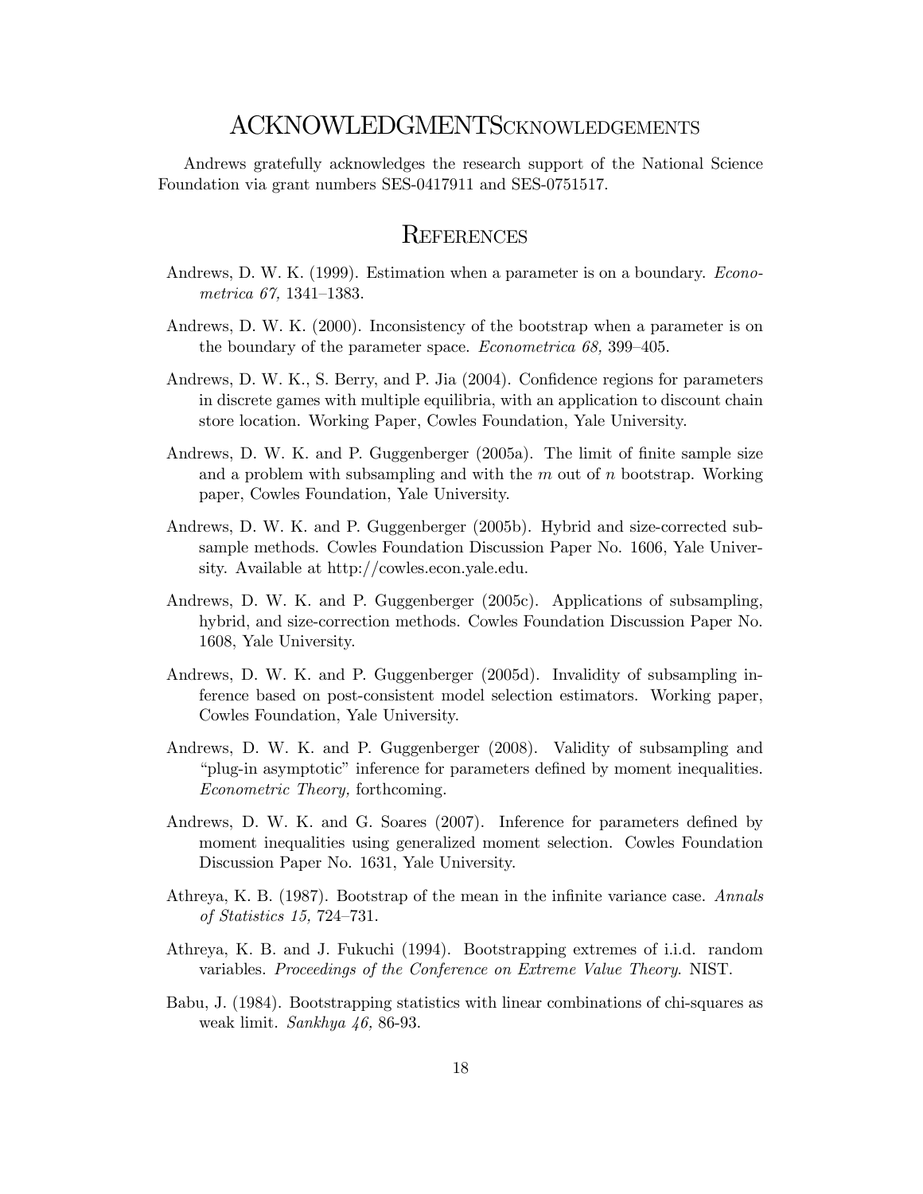# ACKNOWLEDGMENTSCKNOWLEDGEMENTS

Andrews gratefully acknowledges the research support of the National Science Foundation via grant numbers SES-0417911 and SES-0751517.

# References

Andrews, D. W. K. (1999). Estimation when a parameter is on a boundary. *Econometrica 67,* 1341–1383.

Andrews, D. W. K. (2000). Inconsistency of the bootstrap when a parameter is on the boundary of the parameter space. *Econometrica 68,* 399–405.

Andrews, D. W. K., S. Berry, and P. Jia (2004). Confidence regions for parameters in discrete games with multiple equilibria, with an application to discount chain store location. Working Paper, Cowles Foundation, Yale University.

Andrews, D. W. K. and P. Guggenberger (2005a). The limit of finite sample size and a problem with subsampling and with the $m$ out of $n$ bootstrap. Working paper, Cowles Foundation, Yale University.

Andrews, D. W. K. and P. Guggenberger (2005b). Hybrid and size-corrected subsample methods. Cowles Foundation Discussion Paper No. 1606, Yale University. Available at http://cowles.econ.yale.edu.

Andrews, D. W. K. and P. Guggenberger (2005c). Applications of subsampling, hybrid, and size-correction methods. Cowles Foundation Discussion Paper No. 1608, Yale University.

Andrews, D. W. K. and P. Guggenberger (2005d). Invalidity of subsampling inference based on post-consistent model selection estimators. Working paper, Cowles Foundation, Yale University.

Andrews, D. W. K. and P. Guggenberger (2008). Validity of subsampling and "plug-in asymptotic" inference for parameters defined by moment inequalities. *Econometric Theory,* forthcoming.

Andrews, D. W. K. and G. Soares (2007). Inference for parameters defined by moment inequalities using generalized moment selection. Cowles Foundation Discussion Paper No. 1631, Yale University.

Athreya, K. B. (1987). Bootstrap of the mean in the infinite variance case. *Annals of Statistics 15,* 724–731.

Athreya, K. B. and J. Fukuchi (1994). Bootstrapping extremes of i.i.d. random variables. *Proceedings of the Conference on Extreme Value Theory*. NIST.

Babu, J. (1984). Bootstrapping statistics with linear combinations of chi-squares as weak limit. *Sankhya 46,* 86-93.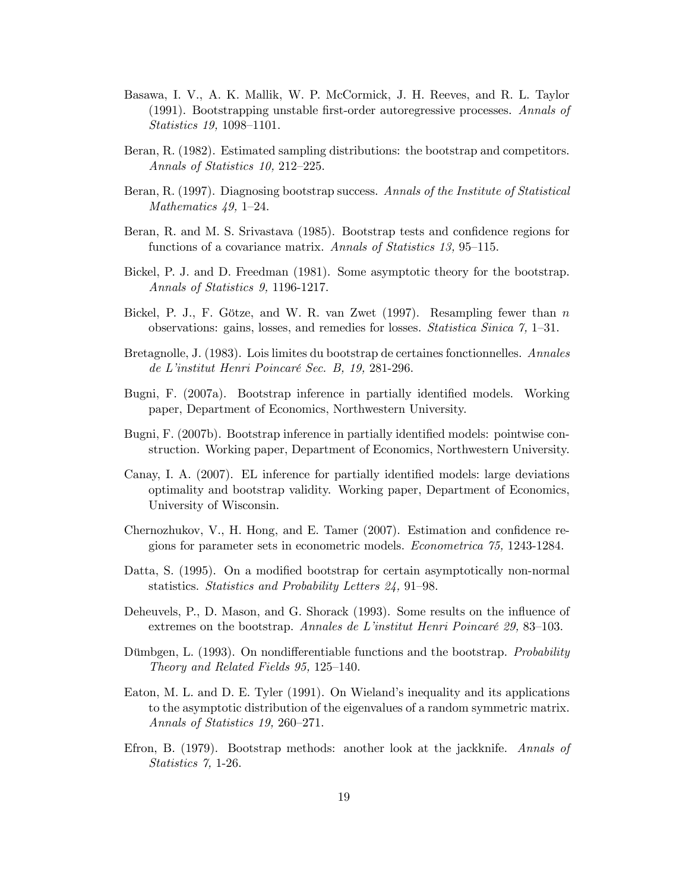Basawa, I. V., A. K. Mallik, W. P. McCormick, J. H. Reeves, and R. L. Taylor (1991). Bootstrapping unstable first-order autoregressive processes. *Annals of Statistics 19,* 1098–1101.

Beran, R. (1982). Estimated sampling distributions: the bootstrap and competitors. *Annals of Statistics 10,* 212–225.

Beran, R. (1997). Diagnosing bootstrap success. *Annals of the Institute of Statistical Mathematics 49,* 1–24.

Beran, R. and M. S. Srivastava (1985). Bootstrap tests and confidence regions for functions of a covariance matrix. *Annals of Statistics 13,* 95–115.

Bickel, P. J. and D. Freedman (1981). Some asymptotic theory for the bootstrap. *Annals of Statistics 9,* 1196-1217.

Bickel, P. J., F. Götze, and W. R. van Zwet (1997). Resampling fewer than $n$ observations: gains, losses, and remedies for losses. *Statistica Sinica 7,* 1–31.

Bretagnolle, J. (1983). Lois limites du bootstrap de certaines fonctionnelles. *Annales de L'institut Henri Poincaré Sec. B, 19,* 281-296.

Bugni, F. (2007a). Bootstrap inference in partially identified models. Working paper, Department of Economics, Northwestern University.

Bugni, F. (2007b). Bootstrap inference in partially identified models: pointwise construction. Working paper, Department of Economics, Northwestern University.

Canay, I. A. (2007). EL inference for partially identified models: large deviations optimality and bootstrap validity. Working paper, Department of Economics, University of Wisconsin.

Chernozhukov, V., H. Hong, and E. Tamer (2007). Estimation and confidence regions for parameter sets in econometric models. *Econometrica 75,* 1243-1284.

Datta, S. (1995). On a modified bootstrap for certain asymptotically non-normal statistics. *Statistics and Probability Letters 24,* 91–98.

Deheuvels, P., D. Mason, and G. Shorack (1993). Some results on the influence of extremes on the bootstrap. *Annales de L'institut Henri Poincaré 29,* 83–103.

Dümbgen, L. (1993). On nondifferentiable functions and the bootstrap. *Probability Theory and Related Fields 95,* 125–140.

Eaton, M. L. and D. E. Tyler (1991). On Wieland's inequality and its applications to the asymptotic distribution of the eigenvalues of a random symmetric matrix. *Annals of Statistics 19,* 260–271.

Efron, B. (1979). Bootstrap methods: another look at the jackknife. *Annals of Statistics 7,* 1-26.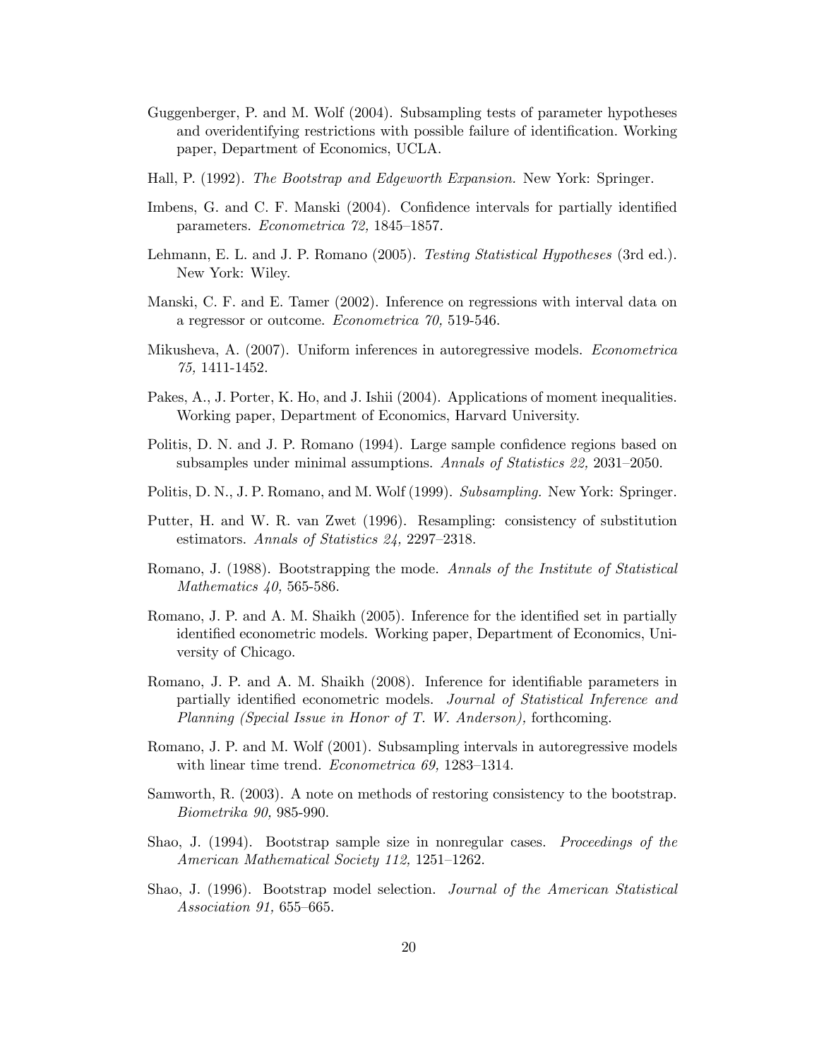Guggenberger, P. and M. Wolf (2004). Subsampling tests of parameter hypotheses and overidentifying restrictions with possible failure of identification. Working paper, Department of Economics, UCLA.

Hall, P. (1992). *The Bootstrap and Edgeworth Expansion.* New York: Springer.

Imbens, G. and C. F. Manski (2004). Confidence intervals for partially identified parameters. *Econometrica 72,* 1845–1857.

Lehmann, E. L. and J. P. Romano (2005). *Testing Statistical Hypotheses* (3rd ed.). New York: Wiley.

Manski, C. F. and E. Tamer (2002). Inference on regressions with interval data on a regressor or outcome. *Econometrica 70,* 519-546.

Mikusheva, A. (2007). Uniform inferences in autoregressive models. *Econometrica 75,* 1411-1452.

Pakes, A., J. Porter, K. Ho, and J. Ishii (2004). Applications of moment inequalities. Working paper, Department of Economics, Harvard University.

Politis, D. N. and J. P. Romano (1994). Large sample confidence regions based on subsamples under minimal assumptions. *Annals of Statistics 22,* 2031–2050.

Politis, D. N., J. P. Romano, and M. Wolf (1999). *Subsampling.* New York: Springer.

Putter, H. and W. R. van Zwet (1996). Resampling: consistency of substitution estimators. *Annals of Statistics 24,* 2297–2318.

Romano, J. (1988). Bootstrapping the mode. *Annals of the Institute of Statistical Mathematics 40,* 565-586.

Romano, J. P. and A. M. Shaikh (2005). Inference for the identified set in partially identified econometric models. Working paper, Department of Economics, University of Chicago.

Romano, J. P. and A. M. Shaikh (2008). Inference for identifiable parameters in partially identified econometric models. *Journal of Statistical Inference and Planning (Special Issue in Honor of T. W. Anderson),* forthcoming.

Romano, J. P. and M. Wolf (2001). Subsampling intervals in autoregressive models with linear time trend. *Econometrica 69,* 1283–1314.

Samworth, R. (2003). A note on methods of restoring consistency to the bootstrap. *Biometrika 90,* 985-990.

Shao, J. (1994). Bootstrap sample size in nonregular cases. *Proceedings of the American Mathematical Society 112,* 1251–1262.

Shao, J. (1996). Bootstrap model selection. *Journal of the American Statistical Association 91,* 655–665.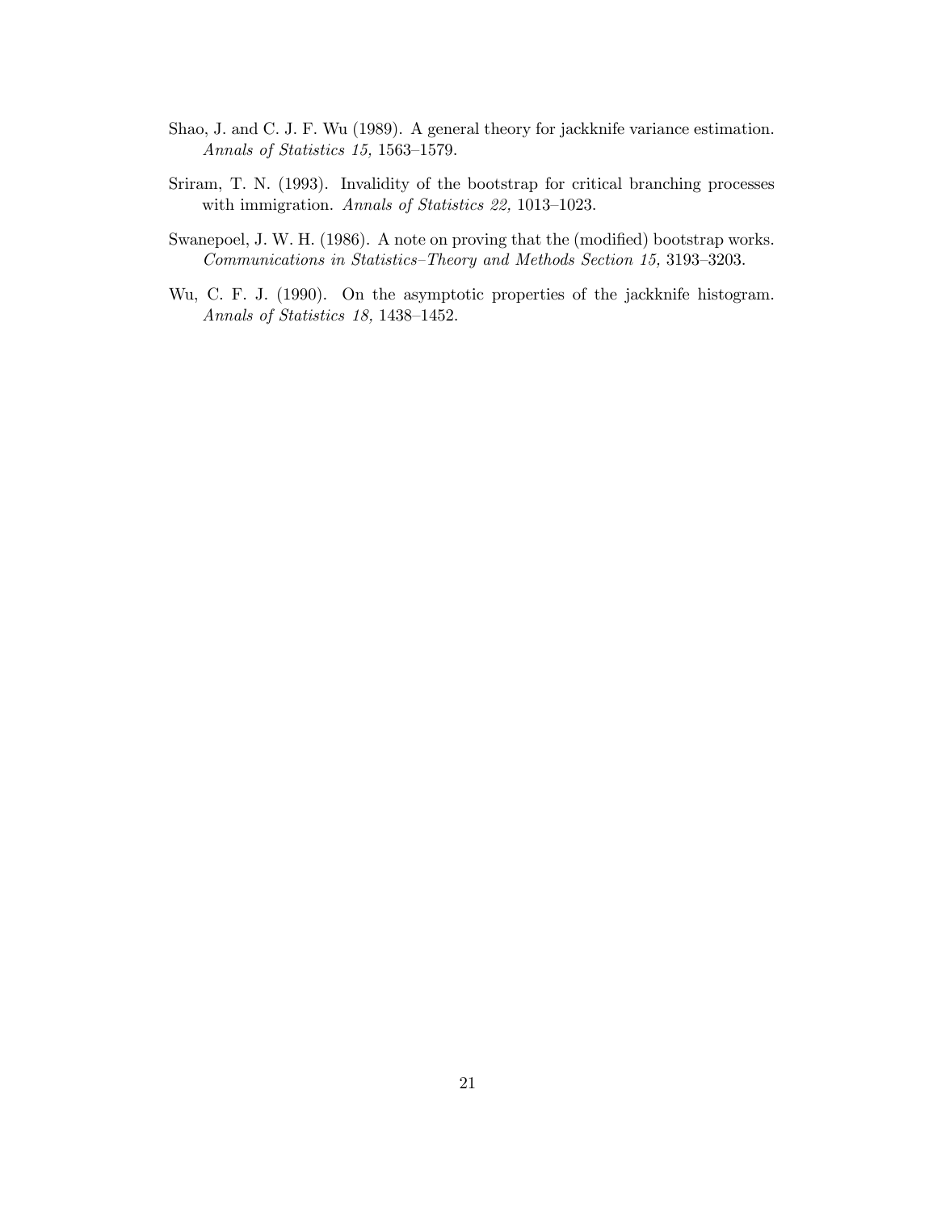Shao, J. and C. J. F. Wu (1989). A general theory for jackknife variance estimation. *Annals of Statistics 15,* 1563–1579.

Sriram, T. N. (1993). Invalidity of the bootstrap for critical branching processes with immigration. *Annals of Statistics 22,* 1013–1023.

Swanepoel, J. W. H. (1986). A note on proving that the (modified) bootstrap works. *Communications in Statistics–Theory and Methods Section 15,* 3193–3203.

Wu, C. F. J. (1990). On the asymptotic properties of the jackknife histogram. *Annals of Statistics 18,* 1438–1452.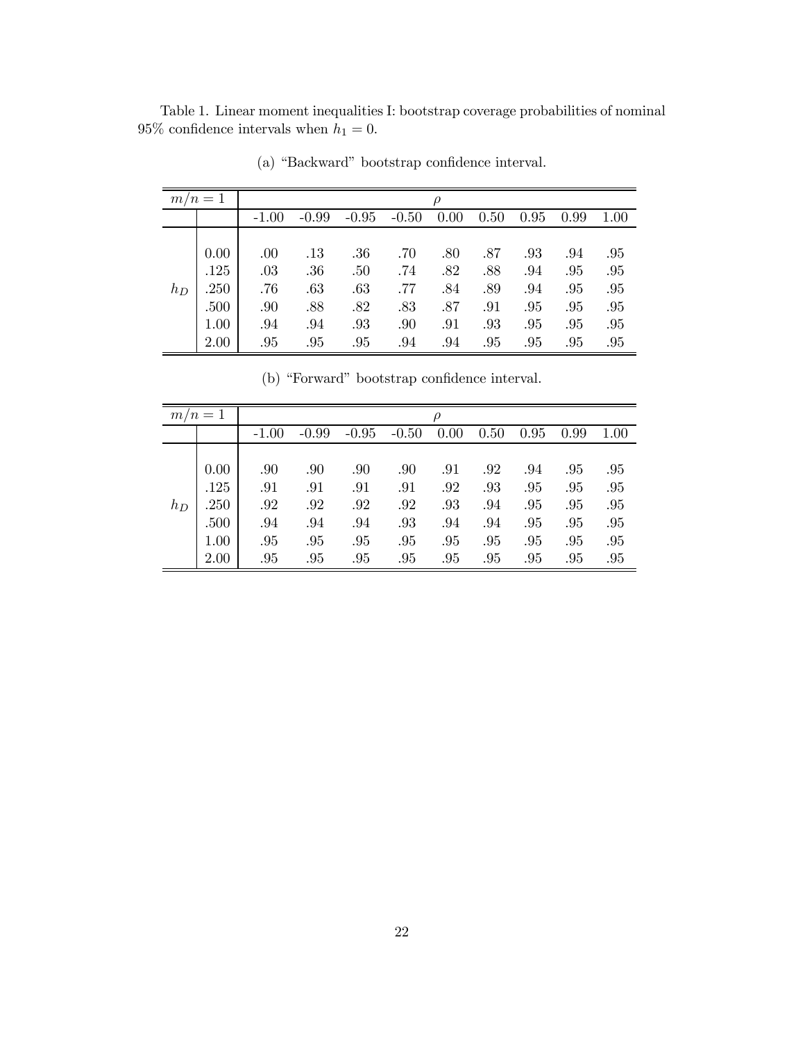Table 1. Linear moment inequalities I: bootstrap coverage probabilities of nominal 95% confidence intervals when $h_1 = 0$.

(a) "Backward" bootstrap confidence interval.

| $m/n = 1$ | | $\rho$ | | | | | | | | |
|---|---|---|---|---|---|---|---|---|---|---|
| | | -1.00 | -0.99 | -0.95 | -0.50 | 0.00 | 0.50 | 0.95 | 0.99 | 1.00 |
| $h_D$ | 0.00 | .00 | .13 | .36 | .70 | .80 | .87 | .93 | .94 | .95 |
| | .125 | .03 | .36 | .50 | .74 | .82 | .88 | .94 | .95 | .95 |
| | .250 | .76 | .63 | .63 | .77 | .84 | .89 | .94 | .95 | .95 |
| | .500 | .90 | .88 | .82 | .83 | .87 | .91 | .95 | .95 | .95 |
| | 1.00 | .94 | .94 | .93 | .90 | .91 | .93 | .95 | .95 | .95 |
| | 2.00 | .95 | .95 | .95 | .94 | .94 | .95 | .95 | .95 | .95 |

(b) "Forward" bootstrap confidence interval.

| $m/n = 1$ | | $\rho$ | | | | | | | | |
|---|---|---|---|---|---|---|---|---|---|---|
| | | -1.00 | -0.99 | -0.95 | -0.50 | 0.00 | 0.50 | 0.95 | 0.99 | 1.00 |
| $h_D$ | 0.00 | .90 | .90 | .90 | .90 | .91 | .92 | .94 | .95 | .95 |
| | .125 | .91 | .91 | .91 | .91 | .92 | .93 | .95 | .95 | .95 |
| | .250 | .92 | .92 | .92 | .92 | .93 | .94 | .95 | .95 | .95 |
| | .500 | .94 | .94 | .94 | .93 | .94 | .94 | .95 | .95 | .95 |
| | 1.00 | .95 | .95 | .95 | .95 | .95 | .95 | .95 | .95 | .95 |
| | 2.00 | .95 | .95 | .95 | .95 | .95 | .95 | .95 | .95 | .95 |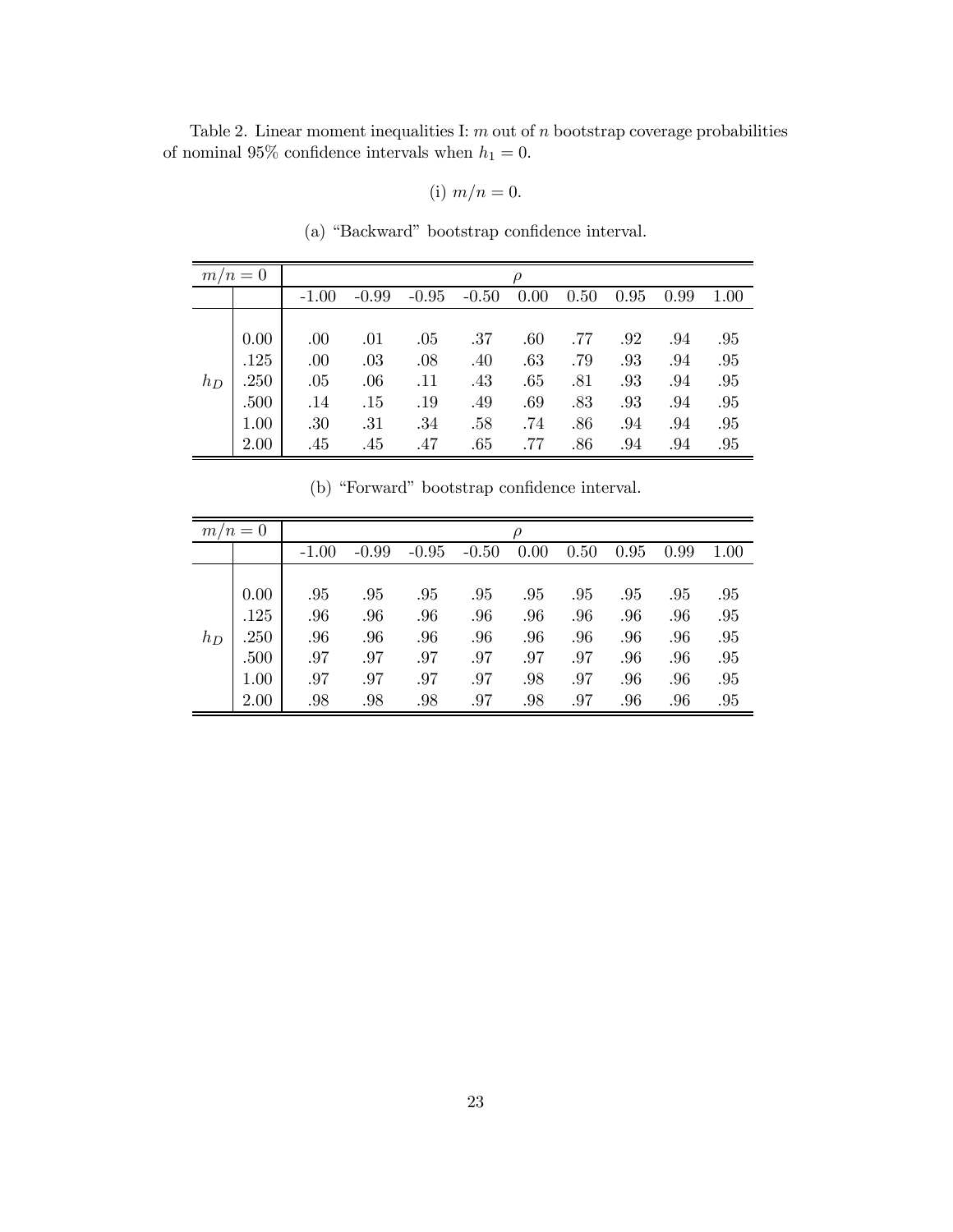Table 2. Linear moment inequalities I: $m$ out of $n$ bootstrap coverage probabilities of nominal 95% confidence intervals when $h_1 = 0$.

(i) $m/n = 0$.

(a) "Backward" bootstrap confidence interval.

| $m/n = 0$ | | $\rho$ | | | | | | | | |
|---|---|---|---|---|---|---|---|---|---|---|
| | | -1.00 | -0.99 | -0.95 | -0.50 | 0.00 | 0.50 | 0.95 | 0.99 | 1.00 |
| $h_D$ | 0.00 | .00 | .01 | .05 | .37 | .60 | .77 | .92 | .94 | .95 |
| | .125 | .00 | .03 | .08 | .40 | .63 | .79 | .93 | .94 | .95 |
| | .250 | .05 | .06 | .11 | .43 | .65 | .81 | .93 | .94 | .95 |
| | .500 | .14 | .15 | .19 | .49 | .69 | .83 | .93 | .94 | .95 |
| | 1.00 | .30 | .31 | .34 | .58 | .74 | .86 | .94 | .94 | .95 |
| | 2.00 | .45 | .45 | .47 | .65 | .77 | .86 | .94 | .94 | .95 |

(b) "Forward" bootstrap confidence interval.

| $m/n = 0$ | | $\rho$ | | | | | | | | |
|---|---|---|---|---|---|---|---|---|---|---|
| | | -1.00 | -0.99 | -0.95 | -0.50 | 0.00 | 0.50 | 0.95 | 0.99 | 1.00 |
| $h_D$ | 0.00 | .95 | .95 | .95 | .95 | .95 | .95 | .95 | .95 | .95 |
| | .125 | .96 | .96 | .96 | .96 | .96 | .96 | .96 | .96 | .95 |
| | .250 | .96 | .96 | .96 | .96 | .96 | .96 | .96 | .96 | .95 |
| | .500 | .97 | .97 | .97 | .97 | .97 | .97 | .96 | .96 | .95 |
| | 1.00 | .97 | .97 | .97 | .97 | .98 | .97 | .96 | .96 | .95 |
| | 2.00 | .98 | .98 | .98 | .97 | .98 | .97 | .96 | .96 | .95 |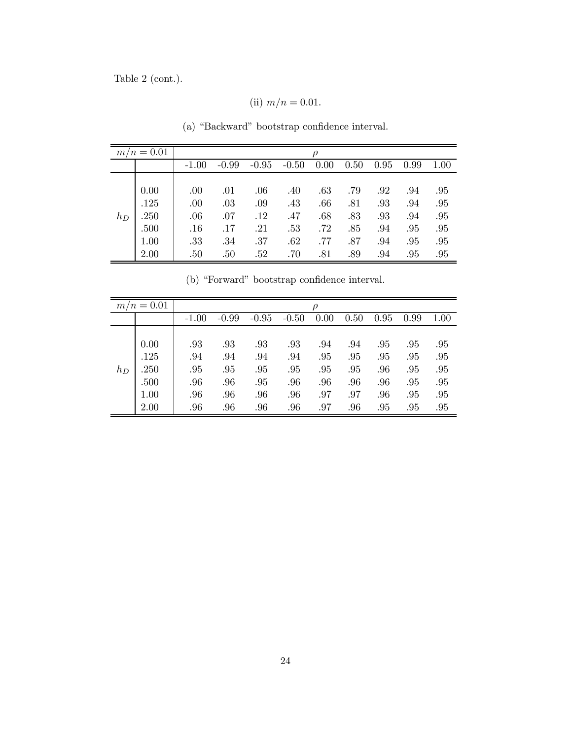Table 2 (cont.).

(ii) $m/n = 0.01$.

(a) "Backward" bootstrap confidence interval.

| $m/n = 0.01$ | | $\rho$ | | | | | | | | |
|---|---|---|---|---|---|---|---|---|---|---|
| | | -1.00 | -0.99 | -0.95 | -0.50 | 0.00 | 0.50 | 0.95 | 0.99 | 1.00 |
| $h_D$ | 0.00 | .00 | .01 | .06 | .40 | .63 | .79 | .92 | .94 | .95 |
| | .125 | .00 | .03 | .09 | .43 | .66 | .81 | .93 | .94 | .95 |
| | .250 | .06 | .07 | .12 | .47 | .68 | .83 | .93 | .94 | .95 |
| | .500 | .16 | .17 | .21 | .53 | .72 | .85 | .94 | .95 | .95 |
| | 1.00 | .33 | .34 | .37 | .62 | .77 | .87 | .94 | .95 | .95 |
| | 2.00 | .50 | .50 | .52 | .70 | .81 | .89 | .94 | .95 | .95 |

(b) "Forward" bootstrap confidence interval.

| $m/n = 0.01$ | | $\rho$ | | | | | | | | |
|---|---|---|---|---|---|---|---|---|---|---|
| | | -1.00 | -0.99 | -0.95 | -0.50 | 0.00 | 0.50 | 0.95 | 0.99 | 1.00 |
| $h_D$ | 0.00 | .93 | .93 | .93 | .93 | .94 | .94 | .95 | .95 | .95 |
| | .125 | .94 | .94 | .94 | .94 | .95 | .95 | .95 | .95 | .95 |
| | .250 | .95 | .95 | .95 | .95 | .95 | .95 | .96 | .95 | .95 |
| | .500 | .96 | .96 | .95 | .96 | .96 | .96 | .96 | .95 | .95 |
| | 1.00 | .96 | .96 | .96 | .96 | .97 | .97 | .96 | .95 | .95 |
| | 2.00 | .96 | .96 | .96 | .96 | .97 | .96 | .95 | .95 | .95 |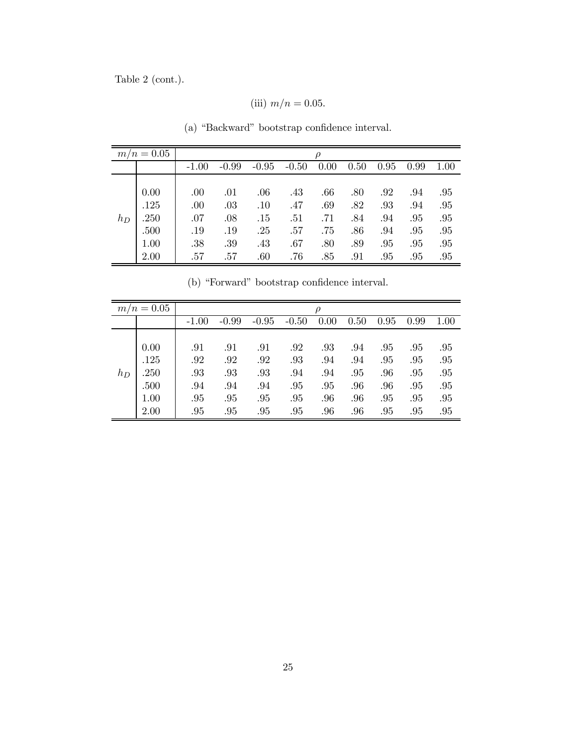Table 2 (cont.).

(iii) $m/n = 0.05$.

(a) "Backward" bootstrap confidence interval.

| $m/n = 0.05$ | | $\rho$ | | | | | | | | |
|---|---|---|---|---|---|---|---|---|---|---|
| | | -1.00 | -0.99 | -0.95 | -0.50 | 0.00 | 0.50 | 0.95 | 0.99 | 1.00 |
| $h_D$ | 0.00 | .00 | .01 | .06 | .43 | .66 | .80 | .92 | .94 | .95 |
| | .125 | .00 | .03 | .10 | .47 | .69 | .82 | .93 | .94 | .95 |
| | .250 | .07 | .08 | .15 | .51 | .71 | .84 | .94 | .95 | .95 |
| | .500 | .19 | .19 | .25 | .57 | .75 | .86 | .94 | .95 | .95 |
| | 1.00 | .38 | .39 | .43 | .67 | .80 | .89 | .95 | .95 | .95 |
| | 2.00 | .57 | .57 | .60 | .76 | .85 | .91 | .95 | .95 | .95 |

(b) "Forward" bootstrap confidence interval.

| $m/n = 0.05$ | | $\rho$ | | | | | | | | |
|---|---|---|---|---|---|---|---|---|---|---|
| | | -1.00 | -0.99 | -0.95 | -0.50 | 0.00 | 0.50 | 0.95 | 0.99 | 1.00 |
| $h_D$ | 0.00 | .91 | .91 | .91 | .92 | .93 | .94 | .95 | .95 | .95 |
| | .125 | .92 | .92 | .92 | .93 | .94 | .94 | .95 | .95 | .95 |
| | .250 | .93 | .93 | .93 | .94 | .94 | .95 | .96 | .95 | .95 |
| | .500 | .94 | .94 | .94 | .95 | .95 | .96 | .96 | .95 | .95 |
| | 1.00 | .95 | .95 | .95 | .95 | .96 | .96 | .95 | .95 | .95 |
| | 2.00 | .95 | .95 | .95 | .95 | .96 | .96 | .95 | .95 | .95 |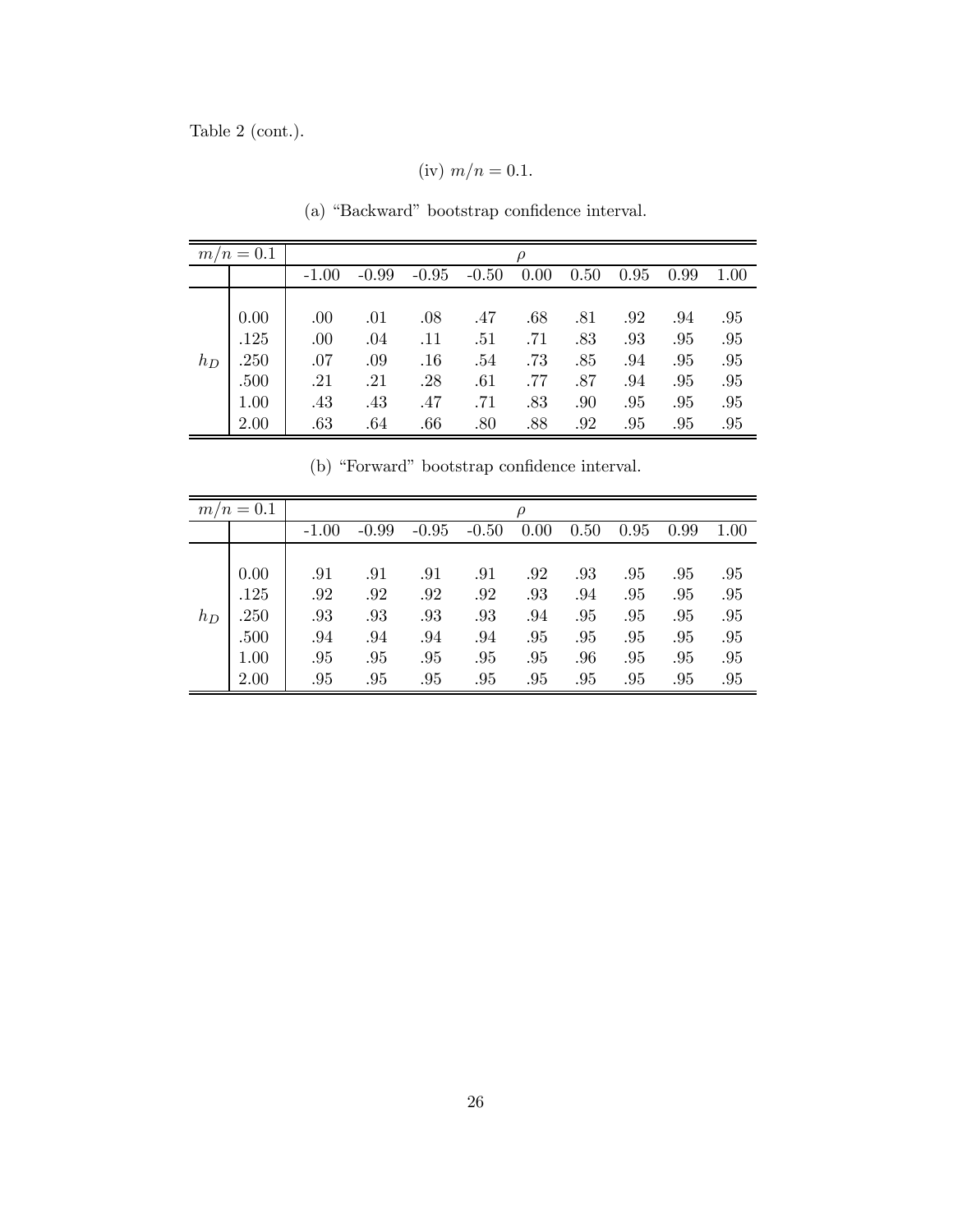Table 2 (cont.).

(iv) $m/n = 0.1$.

(a) "Backward" bootstrap confidence interval.

| $m/n = 0.1$ | | $\rho$ | | | | | | | | |
|---|---|---|---|---|---|---|---|---|---|---|
| | | -1.00 | -0.99 | -0.95 | -0.50 | 0.00 | 0.50 | 0.95 | 0.99 | 1.00 |
| $h_D$ | 0.00 | .00 | .01 | .08 | .47 | .68 | .81 | .92 | .94 | .95 |
| | .125 | .00 | .04 | .11 | .51 | .71 | .83 | .93 | .95 | .95 |
| | .250 | .07 | .09 | .16 | .54 | .73 | .85 | .94 | .95 | .95 |
| | .500 | .21 | .21 | .28 | .61 | .77 | .87 | .94 | .95 | .95 |
| | 1.00 | .43 | .43 | .47 | .71 | .83 | .90 | .95 | .95 | .95 |
| | 2.00 | .63 | .64 | .66 | .80 | .88 | .92 | .95 | .95 | .95 |

(b) "Forward" bootstrap confidence interval.

| $m/n = 0.1$ | | $\rho$ | | | | | | | | |
|---|---|---|---|---|---|---|---|---|---|---|
| | | -1.00 | -0.99 | -0.95 | -0.50 | 0.00 | 0.50 | 0.95 | 0.99 | 1.00 |
| $h_D$ | 0.00 | .91 | .91 | .91 | .91 | .92 | .93 | .95 | .95 | .95 |
| | .125 | .92 | .92 | .92 | .92 | .93 | .94 | .95 | .95 | .95 |
| | .250 | .93 | .93 | .93 | .93 | .94 | .95 | .95 | .95 | .95 |
| | .500 | .94 | .94 | .94 | .94 | .95 | .95 | .95 | .95 | .95 |
| | 1.00 | .95 | .95 | .95 | .95 | .95 | .96 | .95 | .95 | .95 |
| | 2.00 | .95 | .95 | .95 | .95 | .95 | .95 | .95 | .95 | .95 |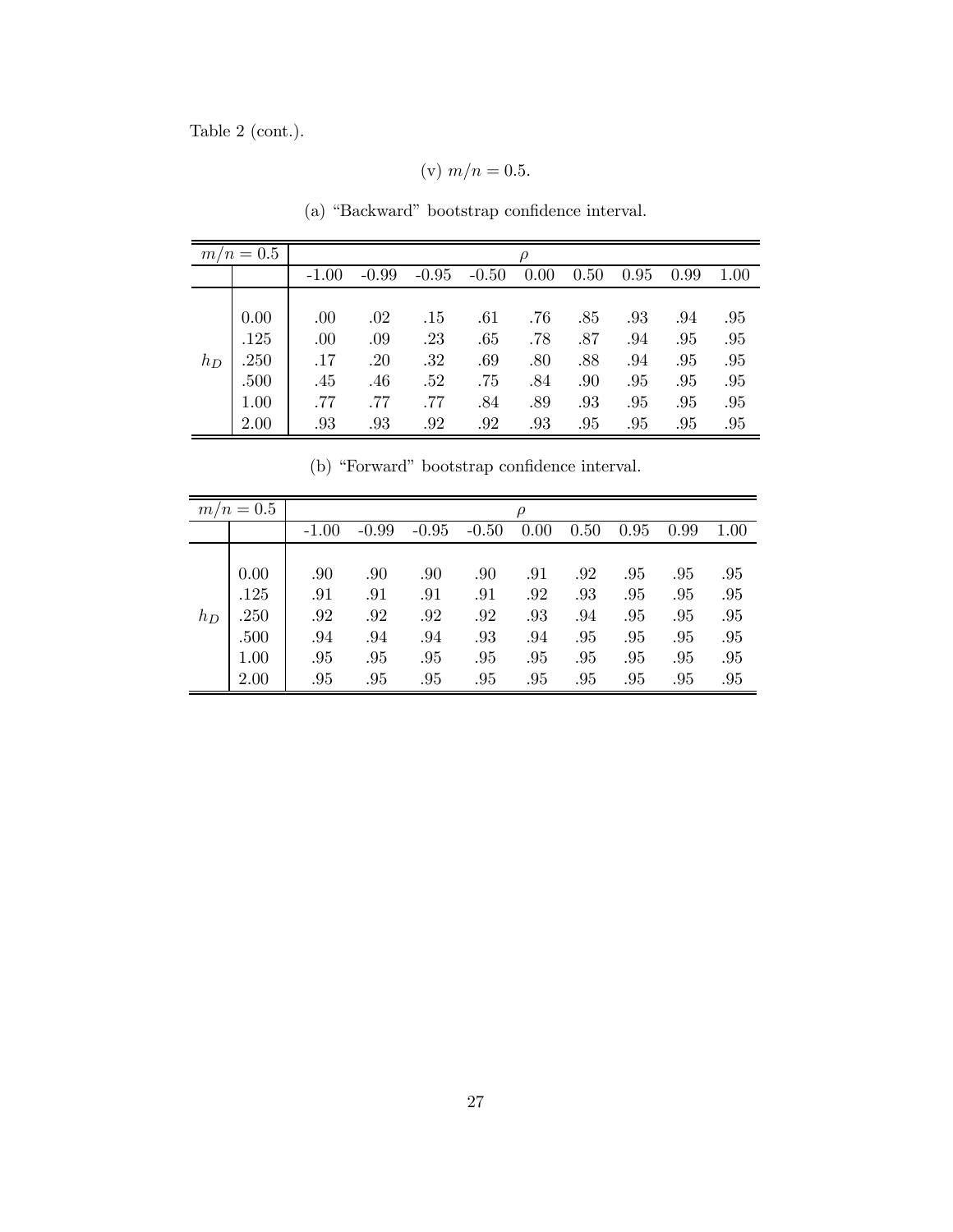Table 2 (cont.).

(v) $m/n = 0.5$.

(a) "Backward" bootstrap confidence interval.

| $m/n = 0.5$ | | $\rho$ | | | | | | | | |
|---|---|---|---|---|---|---|---|---|---|---|
| | | -1.00 | -0.99 | -0.95 | -0.50 | 0.00 | 0.50 | 0.95 | 0.99 | 1.00 |
| $h_D$ | 0.00 | .00 | .02 | .15 | .61 | .76 | .85 | .93 | .94 | .95 |
| | .125 | .00 | .09 | .23 | .65 | .78 | .87 | .94 | .95 | .95 |
| | .250 | .17 | .20 | .32 | .69 | .80 | .88 | .94 | .95 | .95 |
| | .500 | .45 | .46 | .52 | .75 | .84 | .90 | .95 | .95 | .95 |
| | 1.00 | .77 | .77 | .77 | .84 | .89 | .93 | .95 | .95 | .95 |
| | 2.00 | .93 | .93 | .92 | .92 | .93 | .95 | .95 | .95 | .95 |

(b) "Forward" bootstrap confidence interval.

| $m/n = 0.5$ | | $\rho$ | | | | | | | | |
|---|---|---|---|---|---|---|---|---|---|---|
| | | -1.00 | -0.99 | -0.95 | -0.50 | 0.00 | 0.50 | 0.95 | 0.99 | 1.00 |
| $h_D$ | 0.00 | .90 | .90 | .90 | .90 | .91 | .92 | .95 | .95 | .95 |
| | .125 | .91 | .91 | .91 | .91 | .92 | .93 | .95 | .95 | .95 |
| | .250 | .92 | .92 | .92 | .92 | .93 | .94 | .95 | .95 | .95 |
| | .500 | .94 | .94 | .94 | .93 | .94 | .95 | .95 | .95 | .95 |
| | 1.00 | .95 | .95 | .95 | .95 | .95 | .95 | .95 | .95 | .95 |
| | 2.00 | .95 | .95 | .95 | .95 | .95 | .95 | .95 | .95 | .95 |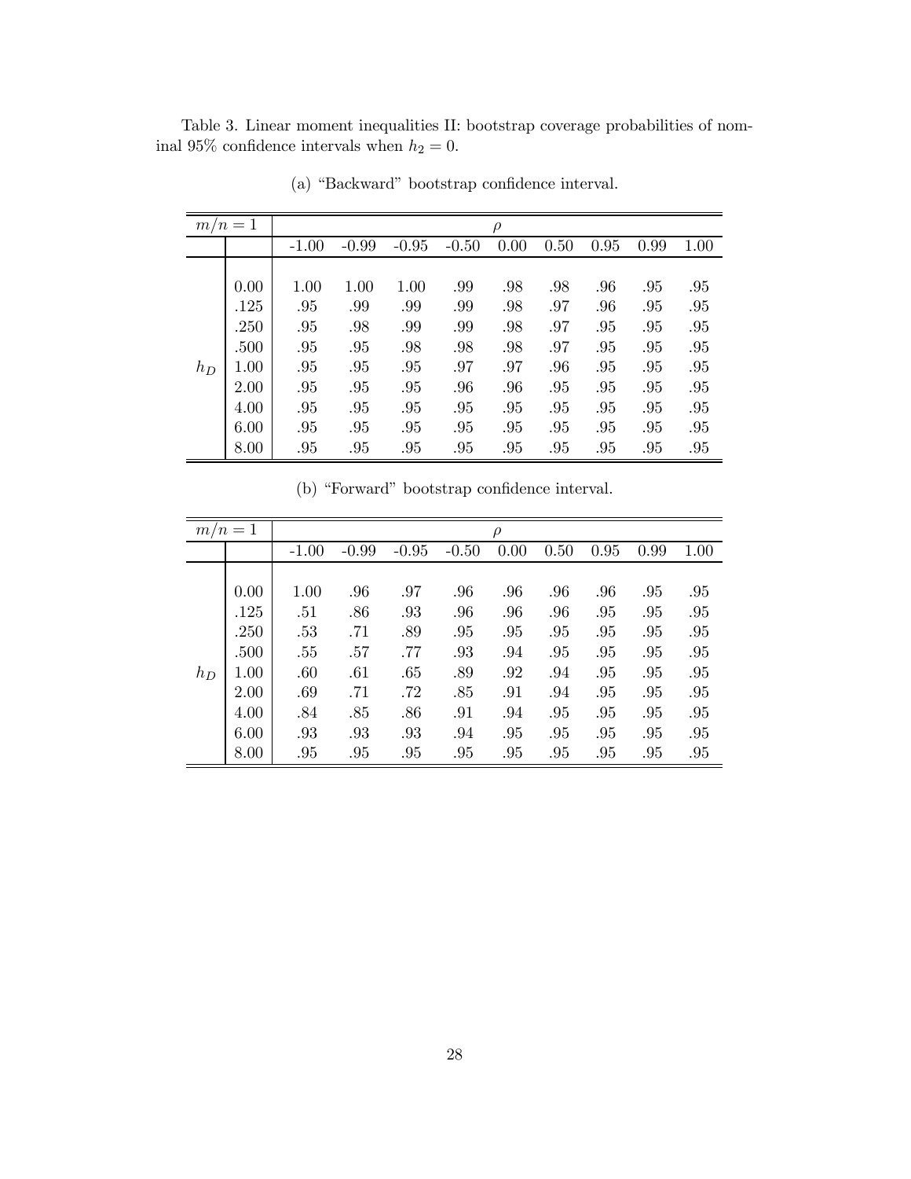Table 3. Linear moment inequalities II: bootstrap coverage probabilities of nominal 95% confidence intervals when $h_2 = 0$.

(a) "Backward" bootstrap confidence interval.

| $m/n = 1$ | | $\rho$ | | | | | | | | |
|---|---|---|---|---|---|---|---|---|---|---|
| | | -1.00 | -0.99 | -0.95 | -0.50 | 0.00 | 0.50 | 0.95 | 0.99 | 1.00 |
| $h_D$ | 0.00 | 1.00 | 1.00 | 1.00 | .99 | .98 | .98 | .96 | .95 | .95 |
| | .125 | .95 | .99 | .99 | .99 | .98 | .97 | .96 | .95 | .95 |
| | .250 | .95 | .98 | .99 | .99 | .98 | .97 | .95 | .95 | .95 |
| | .500 | .95 | .95 | .98 | .98 | .98 | .97 | .95 | .95 | .95 |
| | 1.00 | .95 | .95 | .95 | .97 | .97 | .96 | .95 | .95 | .95 |
| | 2.00 | .95 | .95 | .95 | .96 | .96 | .95 | .95 | .95 | .95 |
| | 4.00 | .95 | .95 | .95 | .95 | .95 | .95 | .95 | .95 | .95 |
| | 6.00 | .95 | .95 | .95 | .95 | .95 | .95 | .95 | .95 | .95 |
| | 8.00 | .95 | .95 | .95 | .95 | .95 | .95 | .95 | .95 | .95 |

(b) "Forward" bootstrap confidence interval.

| $m/n = 1$ | | $\rho$ | | | | | | | | |
|---|---|---|---|---|---|---|---|---|---|---|
| | | -1.00 | -0.99 | -0.95 | -0.50 | 0.00 | 0.50 | 0.95 | 0.99 | 1.00 |
| $h_D$ | 0.00 | 1.00 | .96 | .97 | .96 | .96 | .96 | .96 | .95 | .95 |
| | .125 | .51 | .86 | .93 | .96 | .96 | .96 | .95 | .95 | .95 |
| | .250 | .53 | .71 | .89 | .95 | .95 | .95 | .95 | .95 | .95 |
| | .500 | .55 | .57 | .77 | .93 | .94 | .95 | .95 | .95 | .95 |
| | 1.00 | .60 | .61 | .65 | .89 | .92 | .94 | .95 | .95 | .95 |
| | 2.00 | .69 | .71 | .72 | .85 | .91 | .94 | .95 | .95 | .95 |
| | 4.00 | .84 | .85 | .86 | .91 | .94 | .95 | .95 | .95 | .95 |
| | 6.00 | .93 | .93 | .93 | .94 | .95 | .95 | .95 | .95 | .95 |
| | 8.00 | .95 | .95 | .95 | .95 | .95 | .95 | .95 | .95 | .95 |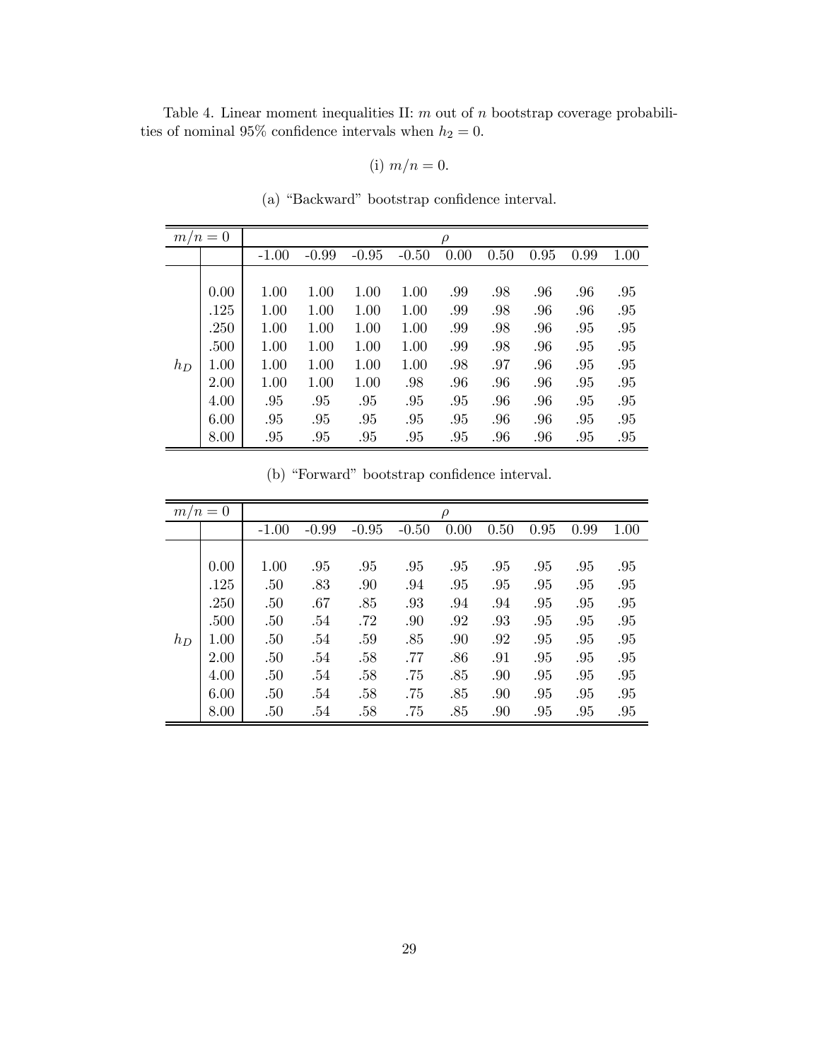Table 4. Linear moment inequalities II: $m$ out of $n$ bootstrap coverage probabilities of nominal 95% confidence intervals when $h_2 = 0$.

(i) $m/n = 0$.

(a) "Backward" bootstrap confidence interval.

| $m/n = 0$ | | $\rho$ | | | | | | | | |
|---|---|---|---|---|---|---|---|---|---|---|
| | | -1.00 | -0.99 | -0.95 | -0.50 | 0.00 | 0.50 | 0.95 | 0.99 | 1.00 |
| $h_D$ | 0.00 | 1.00 | 1.00 | 1.00 | 1.00 | .99 | .98 | .96 | .96 | .95 |
| | .125 | 1.00 | 1.00 | 1.00 | 1.00 | .99 | .98 | .96 | .96 | .95 |
| | .250 | 1.00 | 1.00 | 1.00 | 1.00 | .99 | .98 | .96 | .95 | .95 |
| | .500 | 1.00 | 1.00 | 1.00 | 1.00 | .99 | .98 | .96 | .95 | .95 |
| | 1.00 | 1.00 | 1.00 | 1.00 | 1.00 | .98 | .97 | .96 | .95 | .95 |
| | 2.00 | 1.00 | 1.00 | 1.00 | .98 | .96 | .96 | .96 | .95 | .95 |
| | 4.00 | .95 | .95 | .95 | .95 | .95 | .96 | .96 | .95 | .95 |
| | 6.00 | .95 | .95 | .95 | .95 | .95 | .96 | .96 | .95 | .95 |
| | 8.00 | .95 | .95 | .95 | .95 | .95 | .96 | .96 | .95 | .95 |

(b) "Forward" bootstrap confidence interval.

| $m/n = 0$ | | $\rho$ | | | | | | | | |
|---|---|---|---|---|---|---|---|---|---|---|
| | | -1.00 | -0.99 | -0.95 | -0.50 | 0.00 | 0.50 | 0.95 | 0.99 | 1.00 |
| $h_D$ | 0.00 | 1.00 | .95 | .95 | .95 | .95 | .95 | .95 | .95 | .95 |
| | .125 | .50 | .83 | .90 | .94 | .95 | .95 | .95 | .95 | .95 |
| | .250 | .50 | .67 | .85 | .93 | .94 | .94 | .95 | .95 | .95 |
| | .500 | .50 | .54 | .72 | .90 | .92 | .93 | .95 | .95 | .95 |
| | 1.00 | .50 | .54 | .59 | .85 | .90 | .92 | .95 | .95 | .95 |
| | 2.00 | .50 | .54 | .58 | .77 | .86 | .91 | .95 | .95 | .95 |
| | 4.00 | .50 | .54 | .58 | .75 | .85 | .90 | .95 | .95 | .95 |
| | 6.00 | .50 | .54 | .58 | .75 | .85 | .90 | .95 | .95 | .95 |
| | 8.00 | .50 | .54 | .58 | .75 | .85 | .90 | .95 | .95 | .95 |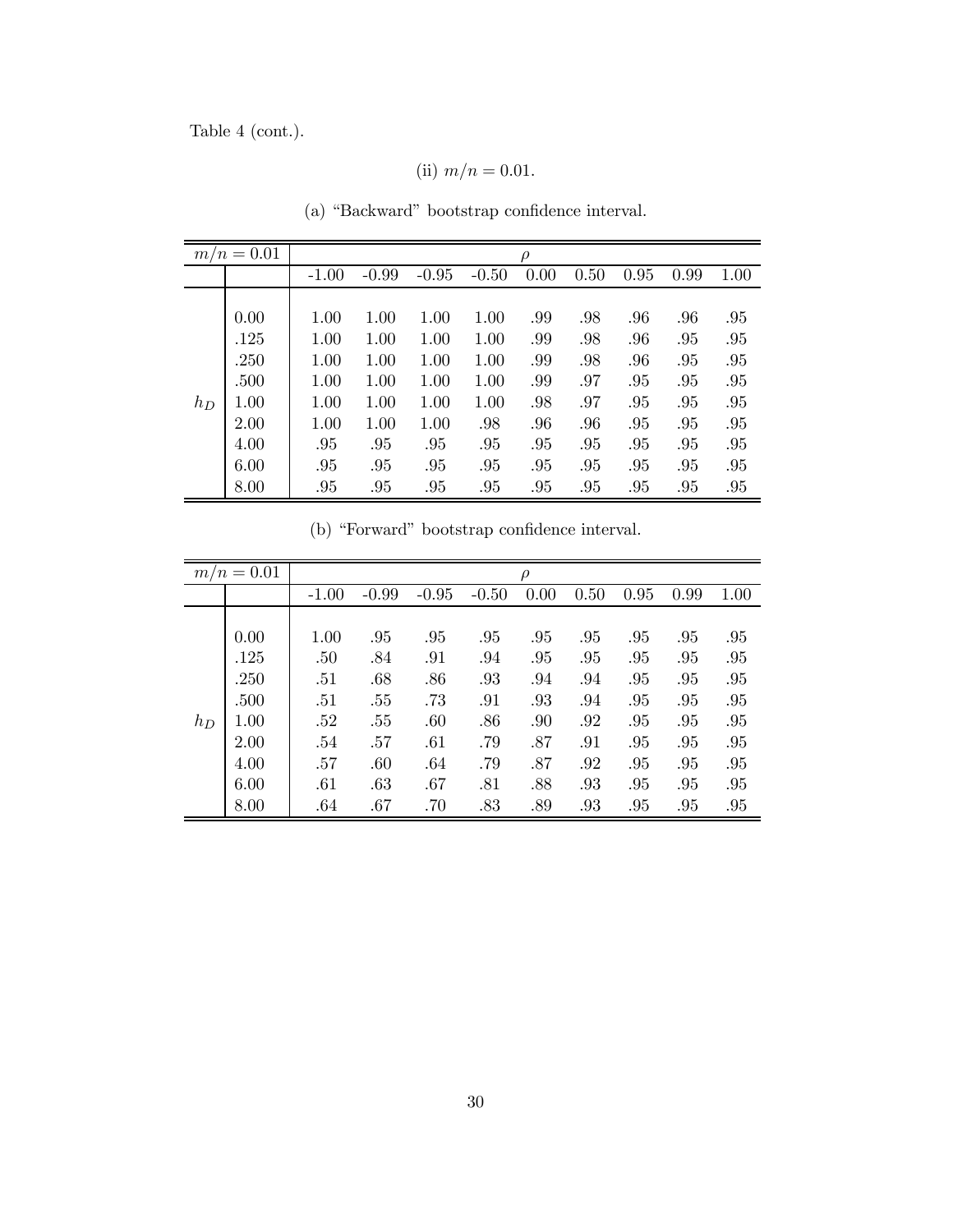Table 4 (cont.).

(ii) $m/n = 0.01$.

(a) "Backward" bootstrap confidence interval.

| $m/n = 0.01$ | | $\rho$ | | | | | | | | |
|---|---|---|---|---|---|---|---|---|---|---|
| | | -1.00 | -0.99 | -0.95 | -0.50 | 0.00 | 0.50 | 0.95 | 0.99 | 1.00 |
| $h_D$ | 0.00 | 1.00 | 1.00 | 1.00 | 1.00 | .99 | .98 | .96 | .96 | .95 |
| | .125 | 1.00 | 1.00 | 1.00 | 1.00 | .99 | .98 | .96 | .95 | .95 |
| | .250 | 1.00 | 1.00 | 1.00 | 1.00 | .99 | .98 | .96 | .95 | .95 |
| | .500 | 1.00 | 1.00 | 1.00 | 1.00 | .99 | .97 | .95 | .95 | .95 |
| | 1.00 | 1.00 | 1.00 | 1.00 | 1.00 | .98 | .97 | .95 | .95 | .95 |
| | 2.00 | 1.00 | 1.00 | 1.00 | .98 | .96 | .96 | .95 | .95 | .95 |
| | 4.00 | .95 | .95 | .95 | .95 | .95 | .95 | .95 | .95 | .95 |
| | 6.00 | .95 | .95 | .95 | .95 | .95 | .95 | .95 | .95 | .95 |
| | 8.00 | .95 | .95 | .95 | .95 | .95 | .95 | .95 | .95 | .95 |

(b) "Forward" bootstrap confidence interval.

| $m/n = 0.01$ | | $\rho$ | | | | | | | | |
|---|---|---|---|---|---|---|---|---|---|---|
| | | -1.00 | -0.99 | -0.95 | -0.50 | 0.00 | 0.50 | 0.95 | 0.99 | 1.00 |
| $h_D$ | 0.00 | 1.00 | .95 | .95 | .95 | .95 | .95 | .95 | .95 | .95 |
| | .125 | .50 | .84 | .91 | .94 | .95 | .95 | .95 | .95 | .95 |
| | .250 | .51 | .68 | .86 | .93 | .94 | .94 | .95 | .95 | .95 |
| | .500 | .51 | .55 | .73 | .91 | .93 | .94 | .95 | .95 | .95 |
| | 1.00 | .52 | .55 | .60 | .86 | .90 | .92 | .95 | .95 | .95 |
| | 2.00 | .54 | .57 | .61 | .79 | .87 | .91 | .95 | .95 | .95 |
| | 4.00 | .57 | .60 | .64 | .79 | .87 | .92 | .95 | .95 | .95 |
| | 6.00 | .61 | .63 | .67 | .81 | .88 | .93 | .95 | .95 | .95 |
| | 8.00 | .64 | .67 | .70 | .83 | .89 | .93 | .95 | .95 | .95 |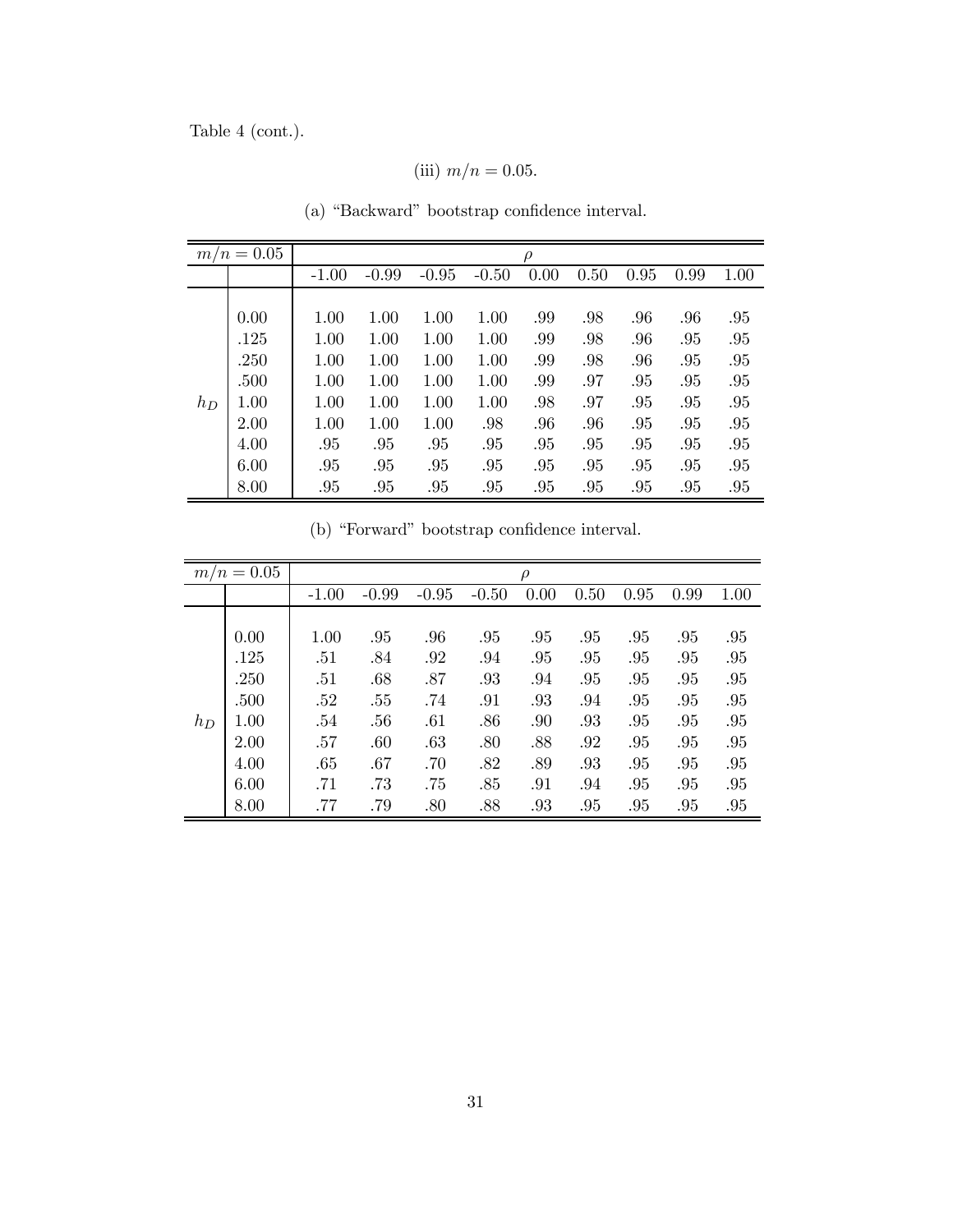Table 4 (cont.).

(iii) $m/n = 0.05$.

(a) "Backward" bootstrap confidence interval.

| $m/n = 0.05$ | | $\rho$ | | | | | | | | |
|---|---|---|---|---|---|---|---|---|---|---|
| | | -1.00 | -0.99 | -0.95 | -0.50 | 0.00 | 0.50 | 0.95 | 0.99 | 1.00 |
| $h_D$ | 0.00 | 1.00 | 1.00 | 1.00 | 1.00 | .99 | .98 | .96 | .96 | .95 |
| | .125 | 1.00 | 1.00 | 1.00 | 1.00 | .99 | .98 | .96 | .95 | .95 |
| | .250 | 1.00 | 1.00 | 1.00 | 1.00 | .99 | .98 | .96 | .95 | .95 |
| | .500 | 1.00 | 1.00 | 1.00 | 1.00 | .99 | .97 | .95 | .95 | .95 |
| | 1.00 | 1.00 | 1.00 | 1.00 | 1.00 | .98 | .97 | .95 | .95 | .95 |
| | 2.00 | 1.00 | 1.00 | 1.00 | .98 | .96 | .96 | .95 | .95 | .95 |
| | 4.00 | .95 | .95 | .95 | .95 | .95 | .95 | .95 | .95 | .95 |
| | 6.00 | .95 | .95 | .95 | .95 | .95 | .95 | .95 | .95 | .95 |
| | 8.00 | .95 | .95 | .95 | .95 | .95 | .95 | .95 | .95 | .95 |

(b) "Forward" bootstrap confidence interval.

| $m/n = 0.05$ | | $\rho$ | | | | | | | | |
|---|---|---|---|---|---|---|---|---|---|---|
| | | -1.00 | -0.99 | -0.95 | -0.50 | 0.00 | 0.50 | 0.95 | 0.99 | 1.00 |
| $h_D$ | 0.00 | 1.00 | .95 | .96 | .95 | .95 | .95 | .95 | .95 | .95 |
| | .125 | .51 | .84 | .92 | .94 | .95 | .95 | .95 | .95 | .95 |
| | .250 | .51 | .68 | .87 | .93 | .94 | .95 | .95 | .95 | .95 |
| | .500 | .52 | .55 | .74 | .91 | .93 | .94 | .95 | .95 | .95 |
| | 1.00 | .54 | .56 | .61 | .86 | .90 | .93 | .95 | .95 | .95 |
| | 2.00 | .57 | .60 | .63 | .80 | .88 | .92 | .95 | .95 | .95 |
| | 4.00 | .65 | .67 | .70 | .82 | .89 | .93 | .95 | .95 | .95 |
| | 6.00 | .71 | .73 | .75 | .85 | .91 | .94 | .95 | .95 | .95 |
| | 8.00 | .77 | .79 | .80 | .88 | .93 | .95 | .95 | .95 | .95 |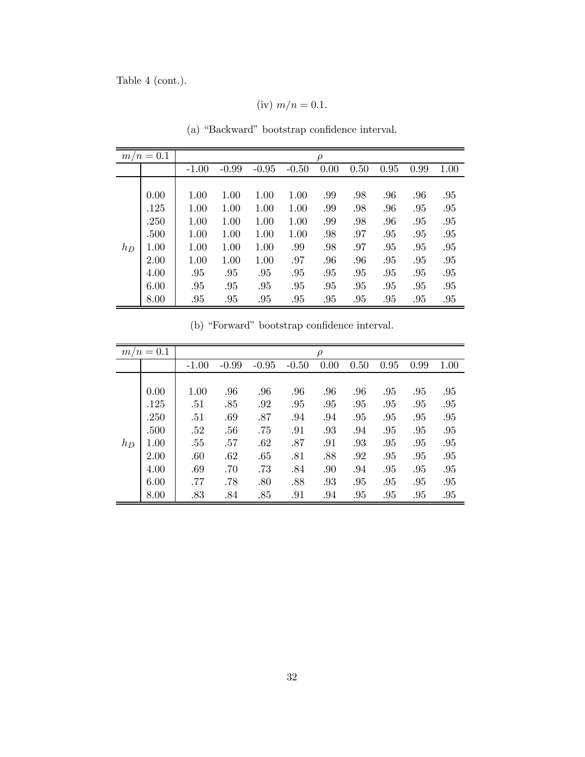Table 4 (cont.).

(iv) $m/n = 0.1$.

(a) "Backward" bootstrap confidence interval.

| $m/n = 0.1$ | | $\rho$ | | | | | | | | |
|---|---|---|---|---|---|---|---|---|---|---|
| | | -1.00 | -0.99 | -0.95 | -0.50 | 0.00 | 0.50 | 0.95 | 0.99 | 1.00 |
| $h_D$ | 0.00 | 1.00 | 1.00 | 1.00 | 1.00 | .99 | .98 | .96 | .96 | .95 |
| | .125 | 1.00 | 1.00 | 1.00 | 1.00 | .99 | .98 | .96 | .95 | .95 |
| | .250 | 1.00 | 1.00 | 1.00 | 1.00 | .99 | .98 | .96 | .95 | .95 |
| | .500 | 1.00 | 1.00 | 1.00 | 1.00 | .98 | .97 | .95 | .95 | .95 |
| | 1.00 | 1.00 | 1.00 | 1.00 | .99 | .98 | .97 | .95 | .95 | .95 |
| | 2.00 | 1.00 | 1.00 | 1.00 | .97 | .96 | .96 | .95 | .95 | .95 |
| | 4.00 | .95 | .95 | .95 | .95 | .95 | .95 | .95 | .95 | .95 |
| | 6.00 | .95 | .95 | .95 | .95 | .95 | .95 | .95 | .95 | .95 |
| | 8.00 | .95 | .95 | .95 | .95 | .95 | .95 | .95 | .95 | .95 |

(b) "Forward" bootstrap confidence interval.

| $m/n = 0.1$ | | $\rho$ | | | | | | | | |
|---|---|---|---|---|---|---|---|---|---|---|
| | | -1.00 | -0.99 | -0.95 | -0.50 | 0.00 | 0.50 | 0.95 | 0.99 | 1.00 |
| $h_D$ | 0.00 | 1.00 | .96 | .96 | .96 | .96 | .96 | .95 | .95 | .95 |
| | .125 | .51 | .85 | .92 | .95 | .95 | .95 | .95 | .95 | .95 |
| | .250 | .51 | .69 | .87 | .94 | .94 | .95 | .95 | .95 | .95 |
| | .500 | .52 | .56 | .75 | .91 | .93 | .94 | .95 | .95 | .95 |
| | 1.00 | .55 | .57 | .62 | .87 | .91 | .93 | .95 | .95 | .95 |
| | 2.00 | .60 | .62 | .65 | .81 | .88 | .92 | .95 | .95 | .95 |
| | 4.00 | .69 | .70 | .73 | .84 | .90 | .94 | .95 | .95 | .95 |
| | 6.00 | .77 | .78 | .80 | .88 | .93 | .95 | .95 | .95 | .95 |
| | 8.00 | .83 | .84 | .85 | .91 | .94 | .95 | .95 | .95 | .95 |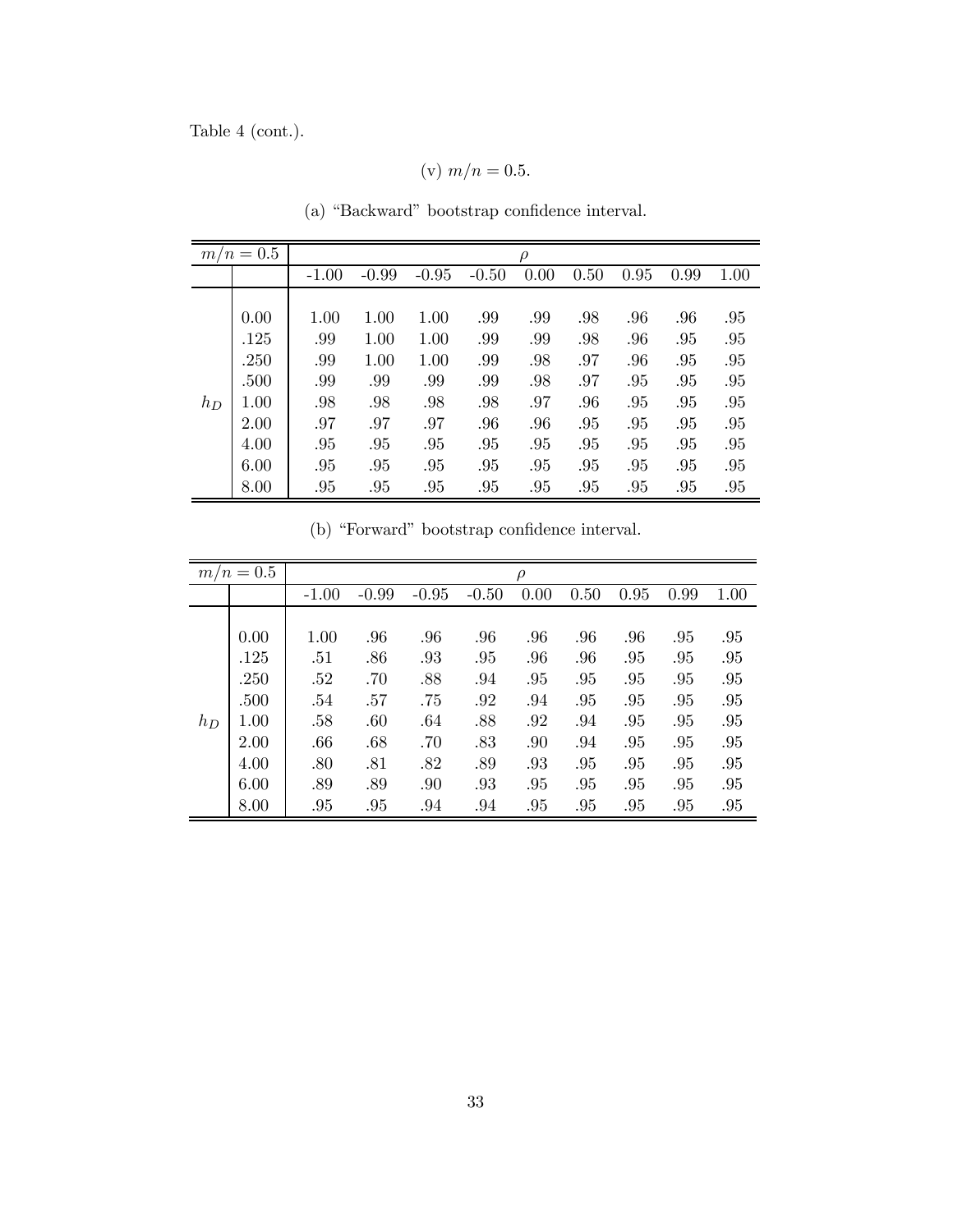Table 4 (cont.).

(v) $m/n = 0.5$.

(a) "Backward" bootstrap confidence interval.

| $m/n = 0.5$ | | $\rho$ | | | | | | | | |
|---|---|---|---|---|---|---|---|---|---|---|
| | | -1.00 | -0.99 | -0.95 | -0.50 | 0.00 | 0.50 | 0.95 | 0.99 | 1.00 |
| $h_D$ | 0.00 | 1.00 | 1.00 | 1.00 | .99 | .99 | .98 | .96 | .96 | .95 |
| | .125 | .99 | 1.00 | 1.00 | .99 | .99 | .98 | .96 | .95 | .95 |
| | .250 | .99 | 1.00 | 1.00 | .99 | .98 | .97 | .96 | .95 | .95 |
| | .500 | .99 | .99 | .99 | .99 | .98 | .97 | .95 | .95 | .95 |
| | 1.00 | .98 | .98 | .98 | .98 | .97 | .96 | .95 | .95 | .95 |
| | 2.00 | .97 | .97 | .97 | .96 | .96 | .95 | .95 | .95 | .95 |
| | 4.00 | .95 | .95 | .95 | .95 | .95 | .95 | .95 | .95 | .95 |
| | 6.00 | .95 | .95 | .95 | .95 | .95 | .95 | .95 | .95 | .95 |
| | 8.00 | .95 | .95 | .95 | .95 | .95 | .95 | .95 | .95 | .95 |

(b) "Forward" bootstrap confidence interval.

| $m/n = 0.5$ | | $\rho$ | | | | | | | | |
|---|---|---|---|---|---|---|---|---|---|---|
| | | -1.00 | -0.99 | -0.95 | -0.50 | 0.00 | 0.50 | 0.95 | 0.99 | 1.00 |
| $h_D$ | 0.00 | 1.00 | .96 | .96 | .96 | .96 | .96 | .96 | .95 | .95 |
| | .125 | .51 | .86 | .93 | .95 | .96 | .96 | .95 | .95 | .95 |
| | .250 | .52 | .70 | .88 | .94 | .95 | .95 | .95 | .95 | .95 |
| | .500 | .54 | .57 | .75 | .92 | .94 | .95 | .95 | .95 | .95 |
| | 1.00 | .58 | .60 | .64 | .88 | .92 | .94 | .95 | .95 | .95 |
| | 2.00 | .66 | .68 | .70 | .83 | .90 | .94 | .95 | .95 | .95 |
| | 4.00 | .80 | .81 | .82 | .89 | .93 | .95 | .95 | .95 | .95 |
| | 6.00 | .89 | .89 | .90 | .93 | .95 | .95 | .95 | .95 | .95 |
| | 8.00 | .95 | .95 | .94 | .94 | .95 | .95 | .95 | .95 | .95 |